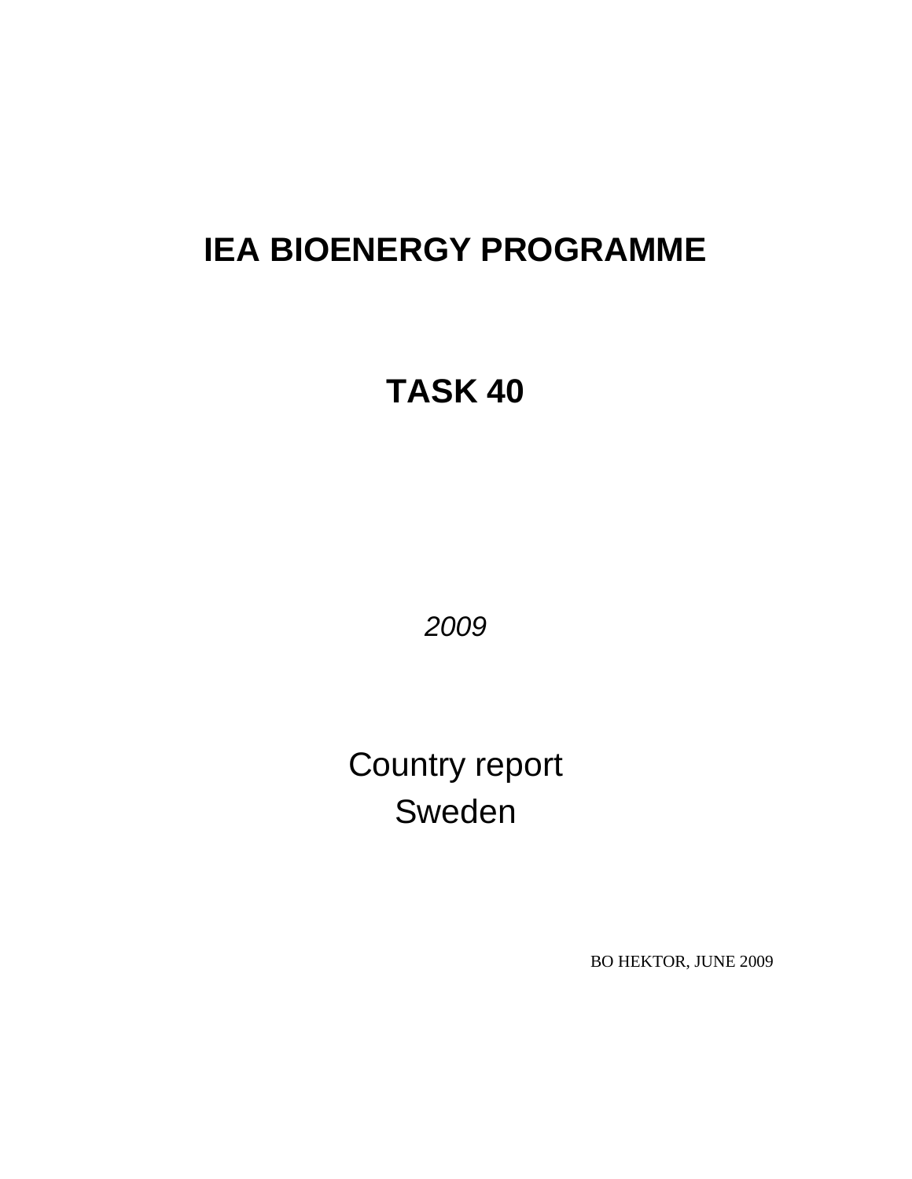# IEA BIOENERGY PROGRAMME

# TASK 40

*2009*

Country report
Sweden

BO HEKTOR, JUNE 2009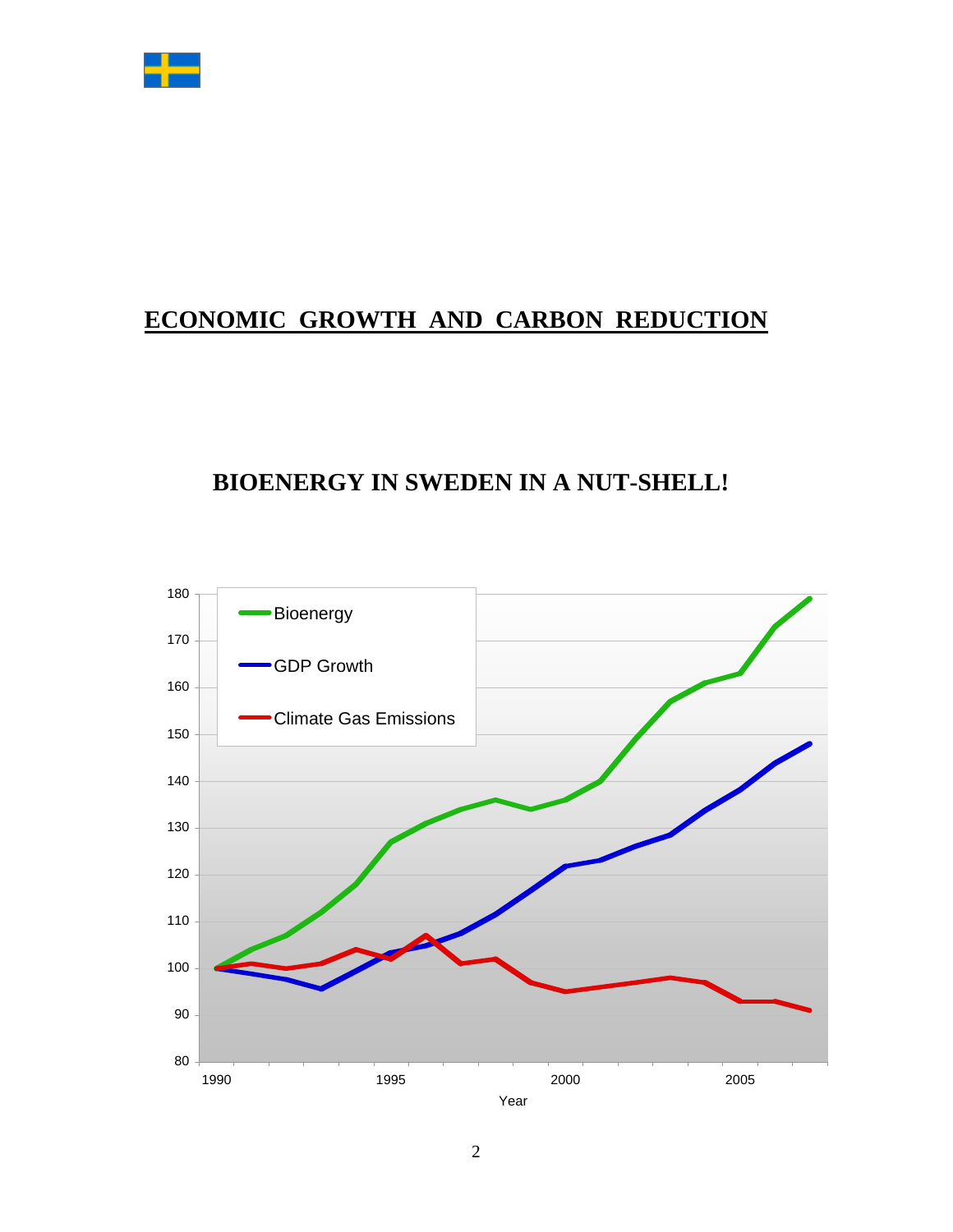# ECONOMIC GROWTH AND CARBON REDUCTION

## BIOENERGY IN SWEDEN IN A NUT-SHELL!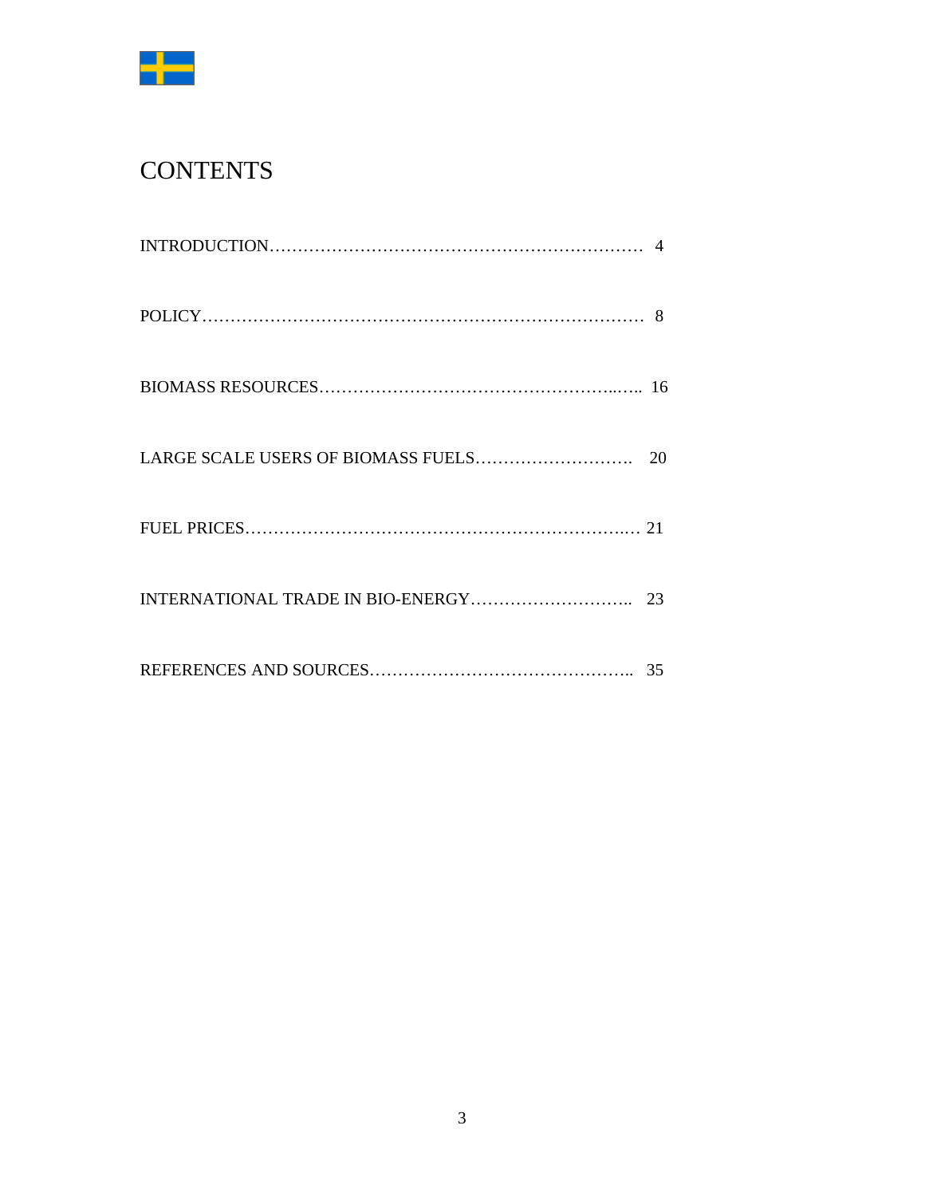# CONTENTS

INTRODUCTION…………………………………………………………… 4

POLICY…………………………………………………………………… 8

BIOMASS RESOURCES……………………………………………..….. 16

LARGE SCALE USERS OF BIOMASS FUELS………………………. 20

FUEL PRICES……………………………………………………….… 21

INTERNATIONAL TRADE IN BIO-ENERGY……………………….. 23

REFERENCES AND SOURCES…………………………………….. 35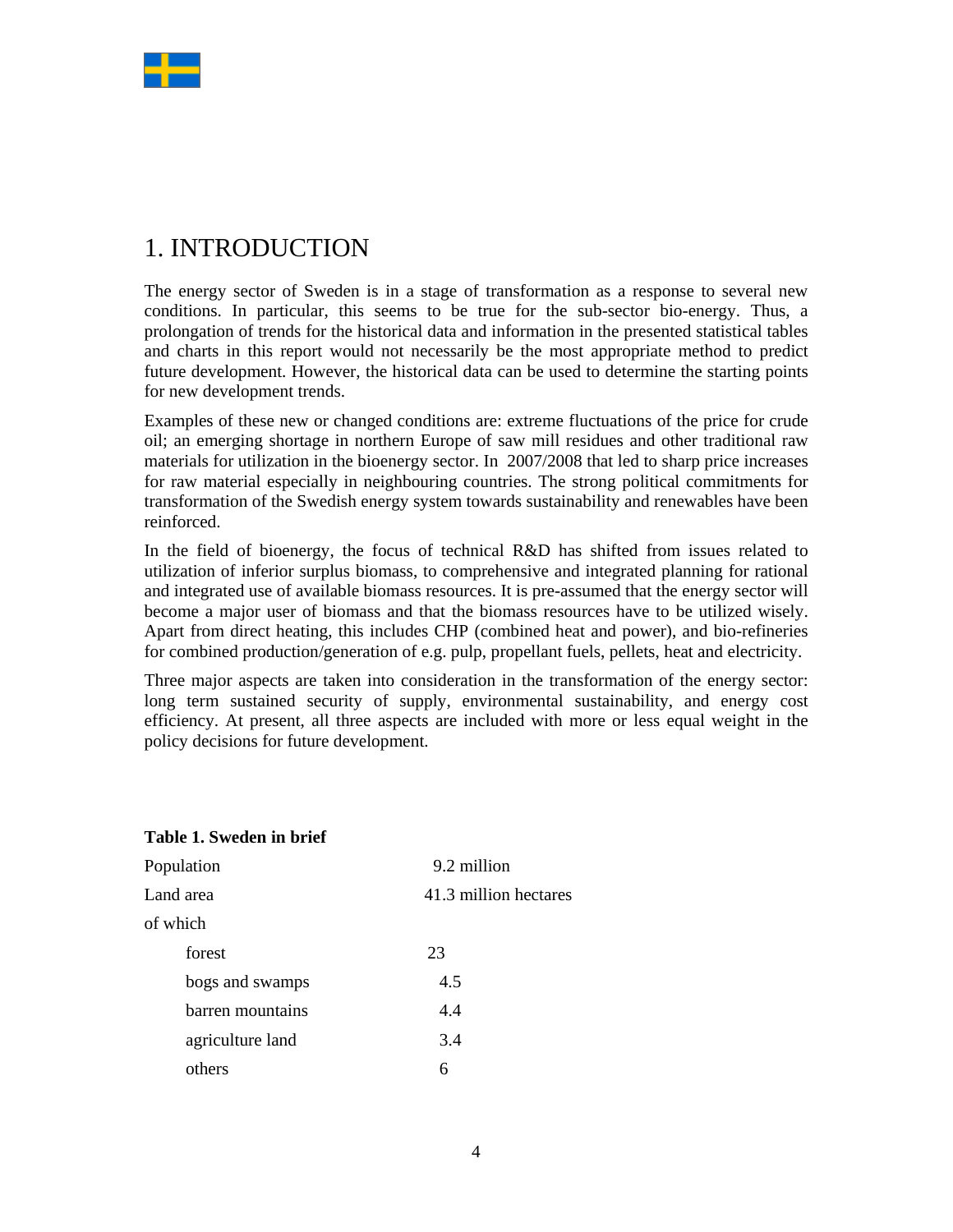# 1. INTRODUCTION

The energy sector of Sweden is in a stage of transformation as a response to several new conditions. In particular, this seems to be true for the sub-sector bio-energy. Thus, a prolongation of trends for the historical data and information in the presented statistical tables and charts in this report would not necessarily be the most appropriate method to predict future development. However, the historical data can be used to determine the starting points for new development trends.

Examples of these new or changed conditions are: extreme fluctuations of the price for crude oil; an emerging shortage in northern Europe of saw mill residues and other traditional raw materials for utilization in the bioenergy sector. In 2007/2008 that led to sharp price increases for raw material especially in neighbouring countries. The strong political commitments for transformation of the Swedish energy system towards sustainability and renewables have been reinforced.

In the field of bioenergy, the focus of technical R&D has shifted from issues related to utilization of inferior surplus biomass, to comprehensive and integrated planning for rational and integrated use of available biomass resources. It is pre-assumed that the energy sector will become a major user of biomass and that the biomass resources have to be utilized wisely. Apart from direct heating, this includes CHP (combined heat and power), and bio-refineries for combined production/generation of e.g. pulp, propellant fuels, pellets, heat and electricity.

Three major aspects are taken into consideration in the transformation of the energy sector: long term sustained security of supply, environmental sustainability, and energy cost efficiency. At present, all three aspects are included with more or less equal weight in the policy decisions for future development.

**Table 1. Sweden in brief**

| | |
|---|---|
| Population | 9.2 million |
| Land area | 41.3 million hectares |
| of which | |
| forest | 23 |
| bogs and swamps | 4.5 |
| barren mountains | 4.4 |
| agriculture land | 3.4 |
| others | 6 |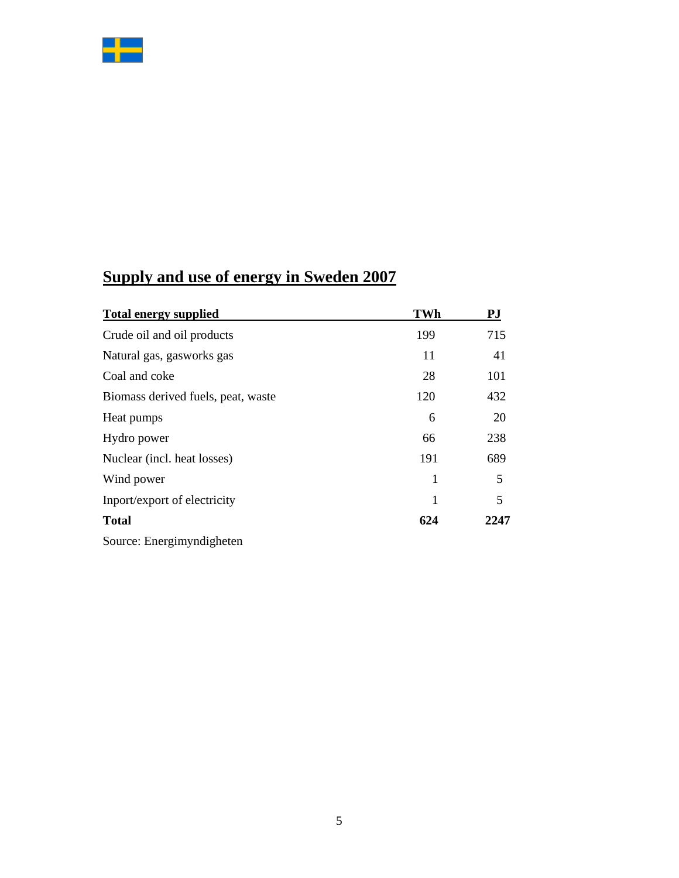## Supply and use of energy in Sweden 2007

| Total energy supplied | TWh | PJ |
|---|---|---|
| Crude oil and oil products | 199 | 715 |
| Natural gas, gasworks gas | 11 | 41 |
| Coal and coke | 28 | 101 |
| Biomass derived fuels, peat, waste | 120 | 432 |
| Heat pumps | 6 | 20 |
| Hydro power | 66 | 238 |
| Nuclear (incl. heat losses) | 191 | 689 |
| Wind power | 1 | 5 |
| Inport/export of electricity | 1 | 5 |
| **Total** | **624** | **2247** |

Source: Energimyndigheten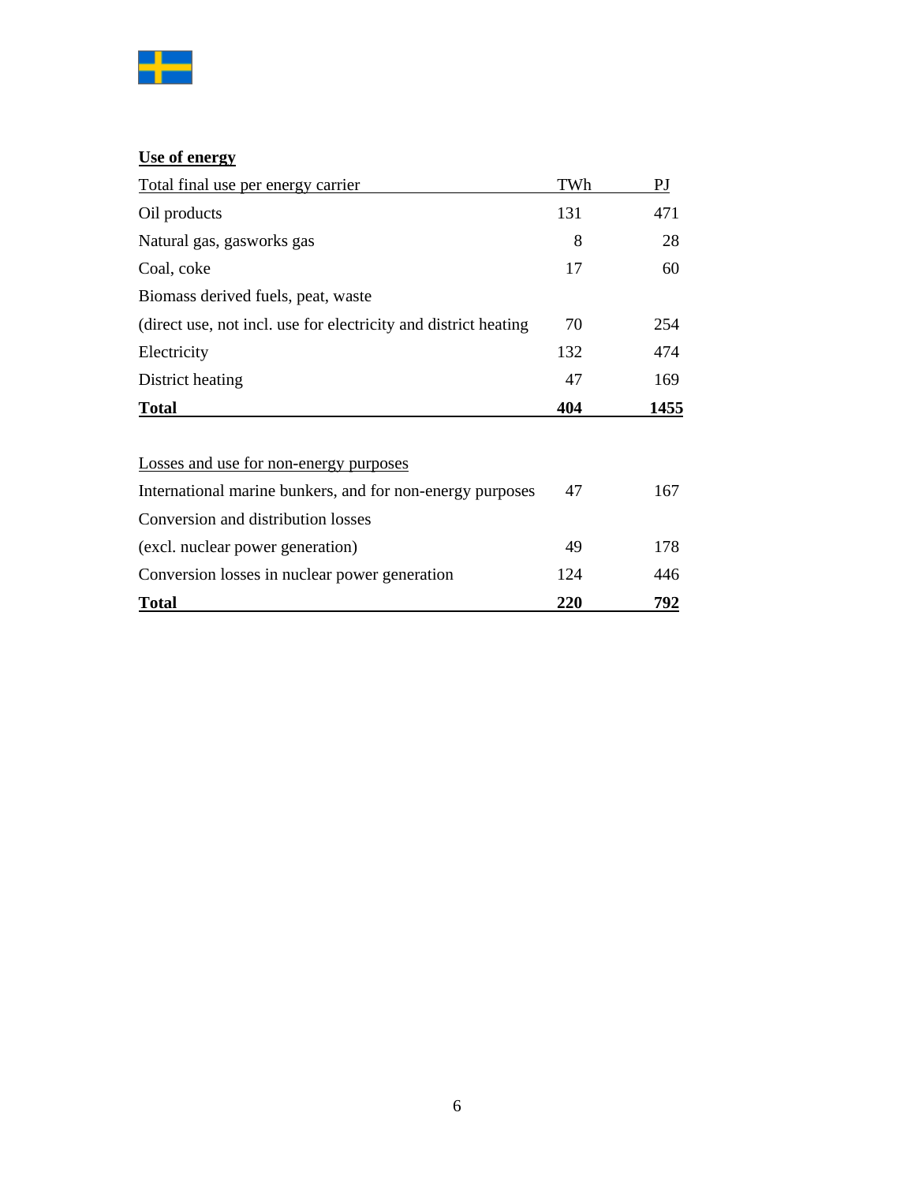**Use of energy**

| Total final use per energy carrier | TWh | PJ |
|---|---|---|
| Oil products | 131 | 471 |
| Natural gas, gasworks gas | 8 | 28 |
| Coal, coke | 17 | 60 |
| Biomass derived fuels, peat, waste (direct use, not incl. use for electricity and district heating | 70 | 254 |
| Electricity | 132 | 474 |
| District heating | 47 | 169 |
| **Total** | **404** | **1455** |

| Losses and use for non-energy purposes | TWh | PJ |
|---|---|---|
| International marine bunkers, and for non-energy purposes | 47 | 167 |
| Conversion and distribution losses (excl. nuclear power generation) | 49 | 178 |
| Conversion losses in nuclear power generation | 124 | 446 |
| **Total** | **220** | **792** |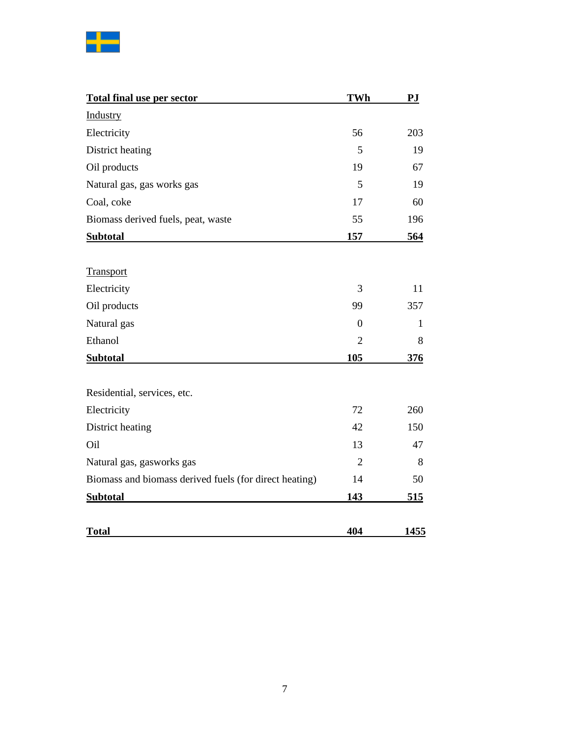| Total final use per sector | TWh | PJ |
| --- | --- | --- |
| Industry | | |
| Electricity | 56 | 203 |
| District heating | 5 | 19 |
| Oil products | 19 | 67 |
| Natural gas, gas works gas | 5 | 19 |
| Coal, coke | 17 | 60 |
| Biomass derived fuels, peat, waste | 55 | 196 |
| **Subtotal** | **157** | **564** |
| | | |
| Transport | | |
| Electricity | 3 | 11 |
| Oil products | 99 | 357 |
| Natural gas | 0 | 1 |
| Ethanol | 2 | 8 |
| **Subtotal** | **105** | **376** |
| | | |
| Residential, services, etc. | | |
| Electricity | 72 | 260 |
| District heating | 42 | 150 |
| Oil | 13 | 47 |
| Natural gas, gasworks gas | 2 | 8 |
| Biomass and biomass derived fuels (for direct heating) | 14 | 50 |
| **Subtotal** | **143** | **515** |
| | | |
| **Total** | **404** | **1455** |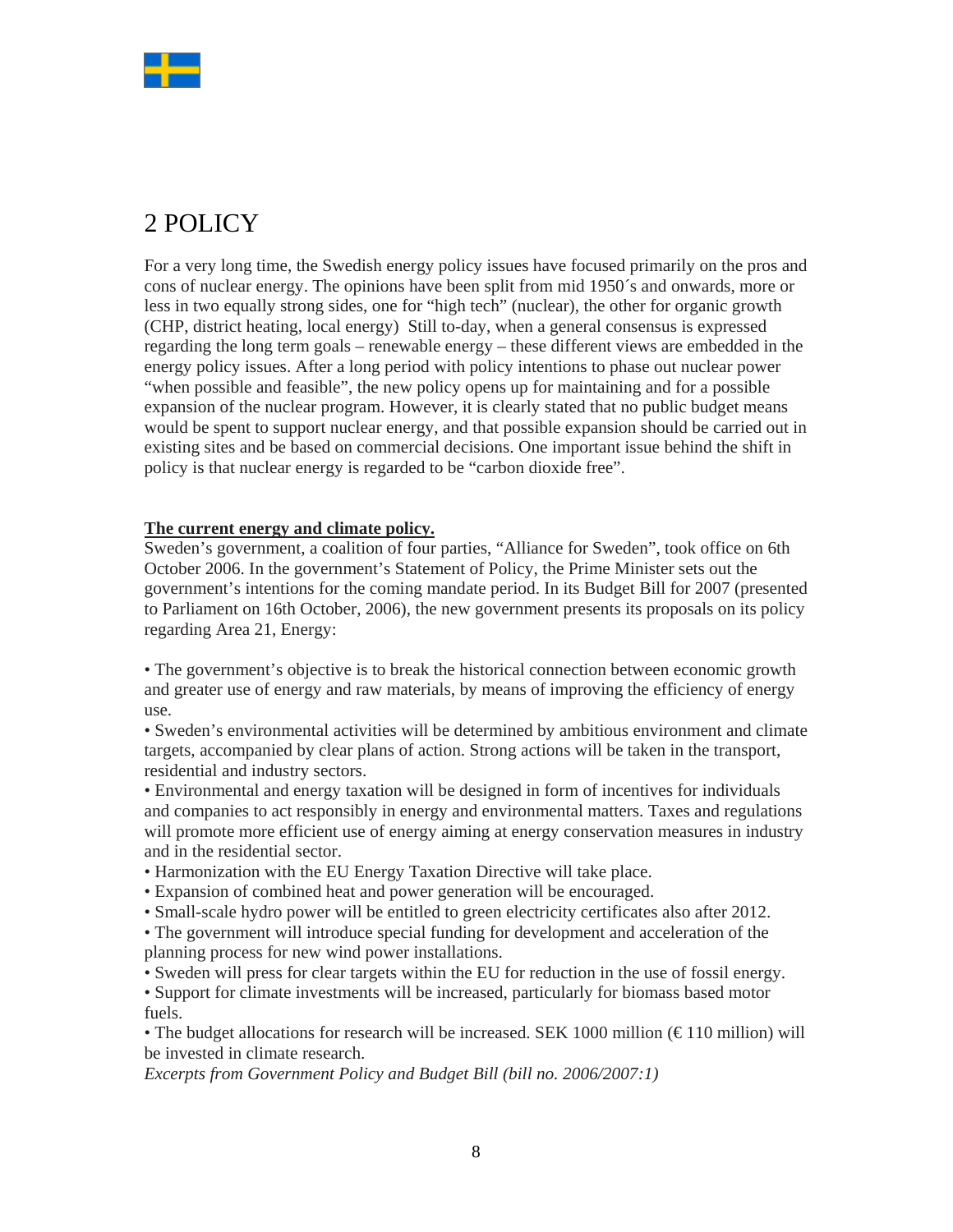# 2 POLICY

For a very long time, the Swedish energy policy issues have focused primarily on the pros and cons of nuclear energy. The opinions have been split from mid 1950´s and onwards, more or less in two equally strong sides, one for “high tech” (nuclear), the other for organic growth (CHP, district heating, local energy) Still to-day, when a general consensus is expressed regarding the long term goals – renewable energy – these different views are embedded in the energy policy issues. After a long period with policy intentions to phase out nuclear power “when possible and feasible”, the new policy opens up for maintaining and for a possible expansion of the nuclear program. However, it is clearly stated that no public budget means would be spent to support nuclear energy, and that possible expansion should be carried out in existing sites and be based on commercial decisions. One important issue behind the shift in policy is that nuclear energy is regarded to be “carbon dioxide free”.

**The current energy and climate policy.**

Sweden’s government, a coalition of four parties, “Alliance for Sweden”, took office on 6th October 2006. In the government’s Statement of Policy, the Prime Minister sets out the government’s intentions for the coming mandate period. In its Budget Bill for 2007 (presented to Parliament on 16th October, 2006), the new government presents its proposals on its policy regarding Area 21, Energy:

- The government’s objective is to break the historical connection between economic growth and greater use of energy and raw materials, by means of improving the efficiency of energy use.
- Sweden’s environmental activities will be determined by ambitious environment and climate targets, accompanied by clear plans of action. Strong actions will be taken in the transport, residential and industry sectors.
- Environmental and energy taxation will be designed in form of incentives for individuals and companies to act responsibly in energy and environmental matters. Taxes and regulations will promote more efficient use of energy aiming at energy conservation measures in industry and in the residential sector.
- Harmonization with the EU Energy Taxation Directive will take place.
- Expansion of combined heat and power generation will be encouraged.
- Small-scale hydro power will be entitled to green electricity certificates also after 2012.
- The government will introduce special funding for development and acceleration of the planning process for new wind power installations.
- Sweden will press for clear targets within the EU for reduction in the use of fossil energy.
- Support for climate investments will be increased, particularly for biomass based motor fuels.
- The budget allocations for research will be increased. SEK 1000 million (€ 110 million) will be invested in climate research.

*Excerpts from Government Policy and Budget Bill (bill no. 2006/2007:1)*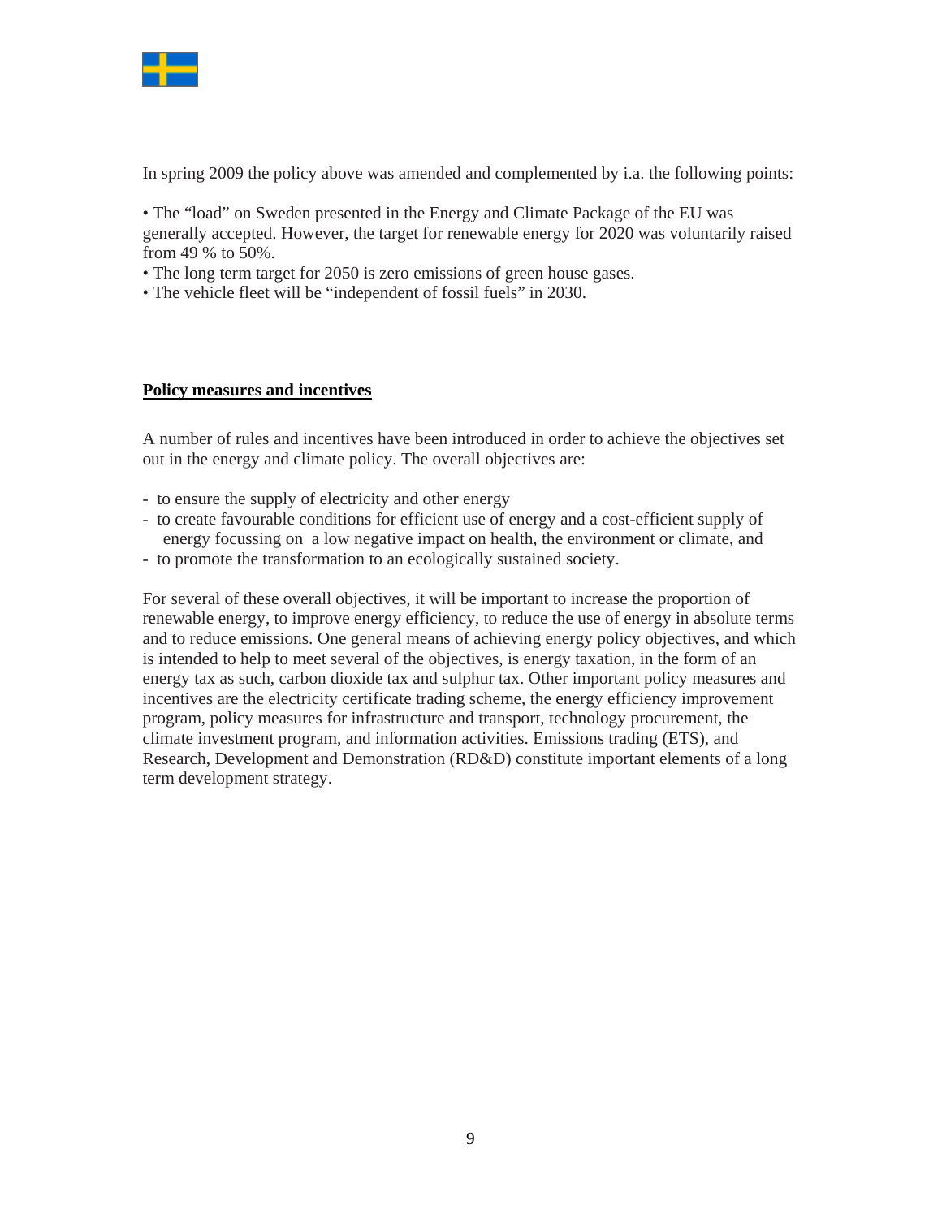In spring 2009 the policy above was amended and complemented by i.a. the following points:

- The "load" on Sweden presented in the Energy and Climate Package of the EU was generally accepted. However, the target for renewable energy for 2020 was voluntarily raised from 49 % to 50%.
- The long term target for 2050 is zero emissions of green house gases.
- The vehicle fleet will be "independent of fossil fuels" in 2030.

## Policy measures and incentives

A number of rules and incentives have been introduced in order to achieve the objectives set out in the energy and climate policy. The overall objectives are:

- to ensure the supply of electricity and other energy
- to create favourable conditions for efficient use of energy and a cost-efficient supply of energy focussing on a low negative impact on health, the environment or climate, and
- to promote the transformation to an ecologically sustained society.

For several of these overall objectives, it will be important to increase the proportion of renewable energy, to improve energy efficiency, to reduce the use of energy in absolute terms and to reduce emissions. One general means of achieving energy policy objectives, and which is intended to help to meet several of the objectives, is energy taxation, in the form of an energy tax as such, carbon dioxide tax and sulphur tax. Other important policy measures and incentives are the electricity certificate trading scheme, the energy efficiency improvement program, policy measures for infrastructure and transport, technology procurement, the climate investment program, and information activities. Emissions trading (ETS), and Research, Development and Demonstration (RD&D) constitute important elements of a long term development strategy.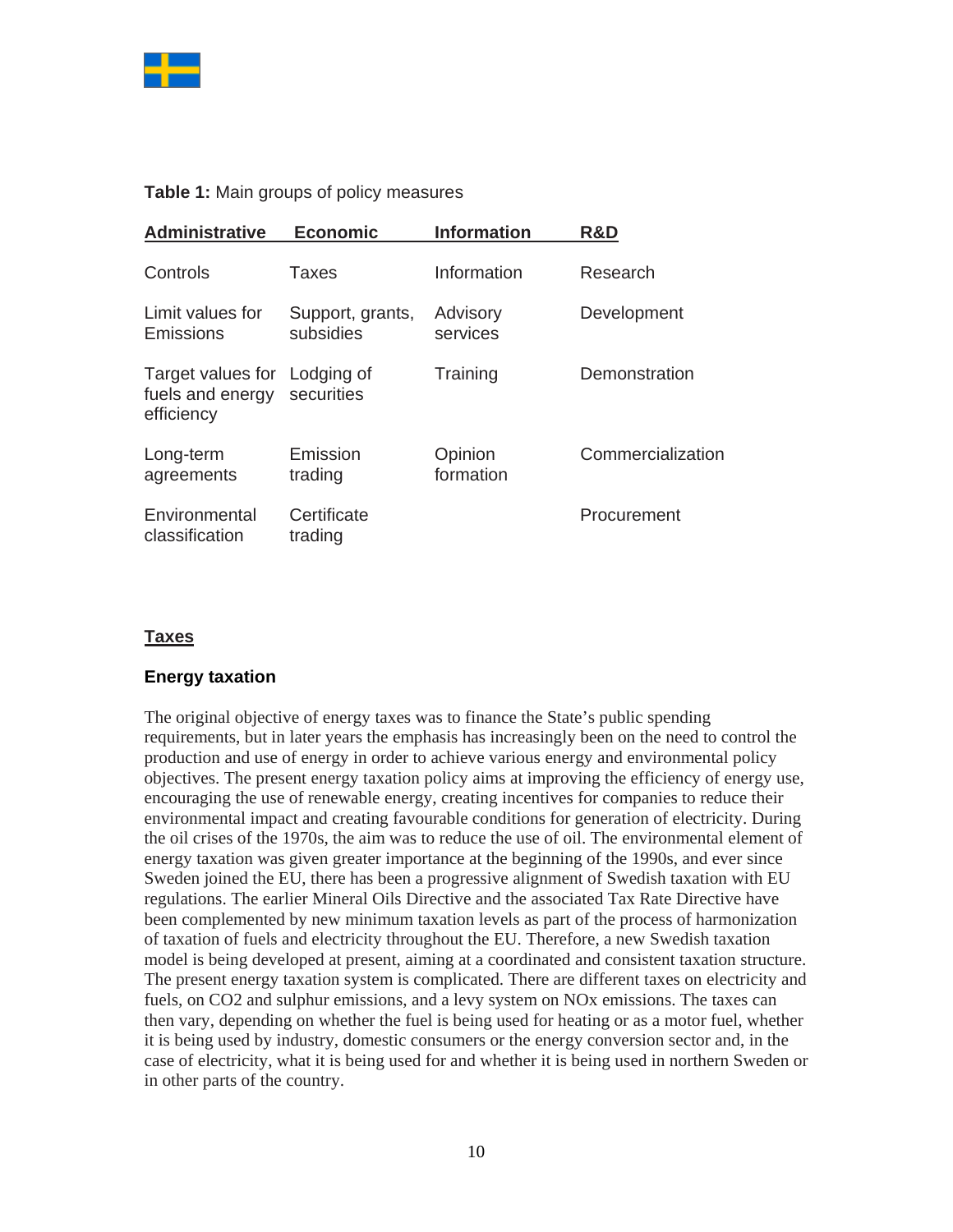**Table 1:** Main groups of policy measures

| Administrative | Economic | Information | R&D |
|---|---|---|---|
| Controls | Taxes | Information | Research |
| Limit values for Emissions | Support, grants, subsidies | Advisory services | Development |
| Target values for fuels and energy efficiency | Lodging of securities | Training | Demonstration |
| Long-term agreements | Emission trading | Opinion formation | Commercialization |
| Environmental classification | Certificate trading | | Procurement |

## Taxes

### Energy taxation

The original objective of energy taxes was to finance the State's public spending requirements, but in later years the emphasis has increasingly been on the need to control the production and use of energy in order to achieve various energy and environmental policy objectives. The present energy taxation policy aims at improving the efficiency of energy use, encouraging the use of renewable energy, creating incentives for companies to reduce their environmental impact and creating favourable conditions for generation of electricity. During the oil crises of the 1970s, the aim was to reduce the use of oil. The environmental element of energy taxation was given greater importance at the beginning of the 1990s, and ever since Sweden joined the EU, there has been a progressive alignment of Swedish taxation with EU regulations. The earlier Mineral Oils Directive and the associated Tax Rate Directive have been complemented by new minimum taxation levels as part of the process of harmonization of taxation of fuels and electricity throughout the EU. Therefore, a new Swedish taxation model is being developed at present, aiming at a coordinated and consistent taxation structure. The present energy taxation system is complicated. There are different taxes on electricity and fuels, on $CO_2$ and sulphur emissions, and a levy system on $NO_x$ emissions. The taxes can then vary, depending on whether the fuel is being used for heating or as a motor fuel, whether it is being used by industry, domestic consumers or the energy conversion sector and, in the case of electricity, what it is being used for and whether it is being used in northern Sweden or in other parts of the country.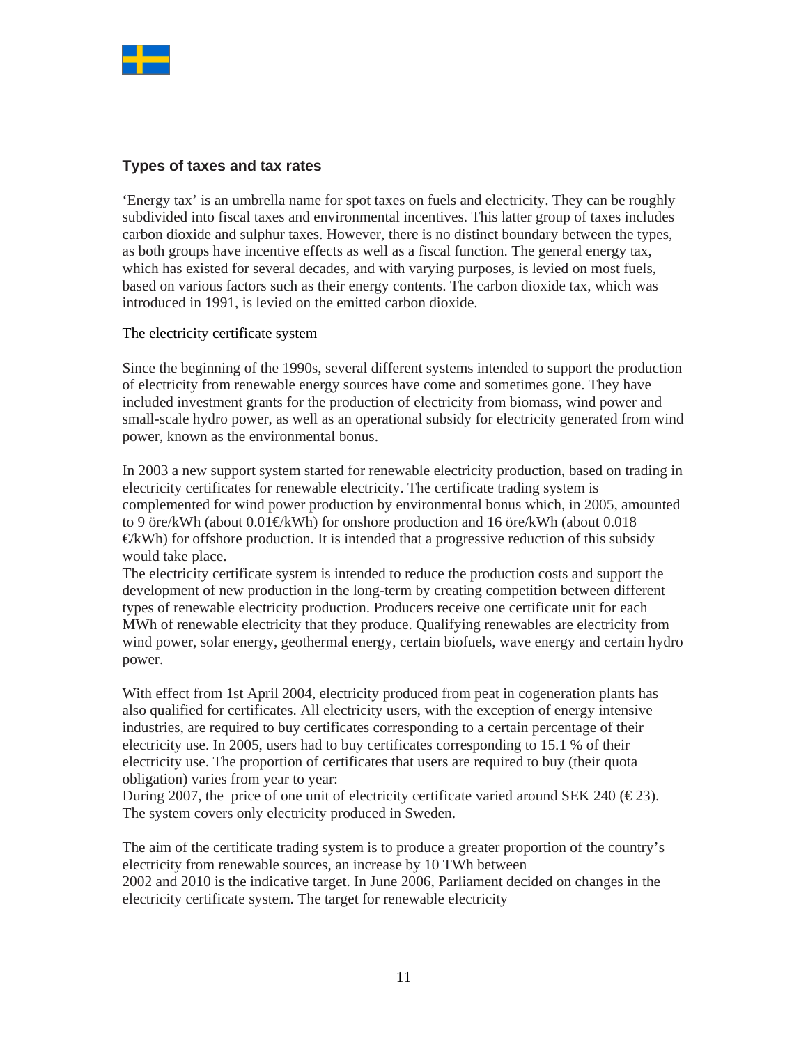## Types of taxes and tax rates

'Energy tax' is an umbrella name for spot taxes on fuels and electricity. They can be roughly subdivided into fiscal taxes and environmental incentives. This latter group of taxes includes carbon dioxide and sulphur taxes. However, there is no distinct boundary between the types, as both groups have incentive effects as well as a fiscal function. The general energy tax, which has existed for several decades, and with varying purposes, is levied on most fuels, based on various factors such as their energy contents. The carbon dioxide tax, which was introduced in 1991, is levied on the emitted carbon dioxide.

The electricity certificate system

Since the beginning of the 1990s, several different systems intended to support the production of electricity from renewable energy sources have come and sometimes gone. They have included investment grants for the production of electricity from biomass, wind power and small-scale hydro power, as well as an operational subsidy for electricity generated from wind power, known as the environmental bonus.

In 2003 a new support system started for renewable electricity production, based on trading in electricity certificates for renewable electricity. The certificate trading system is complemented for wind power production by environmental bonus which, in 2005, amounted to 9 öre/kWh (about 0.01€/kWh) for onshore production and 16 öre/kWh (about 0.018 €/kWh) for offshore production. It is intended that a progressive reduction of this subsidy would take place.
The electricity certificate system is intended to reduce the production costs and support the development of new production in the long-term by creating competition between different types of renewable electricity production. Producers receive one certificate unit for each MWh of renewable electricity that they produce. Qualifying renewables are electricity from wind power, solar energy, geothermal energy, certain biofuels, wave energy and certain hydro power.

With effect from 1st April 2004, electricity produced from peat in cogeneration plants has also qualified for certificates. All electricity users, with the exception of energy intensive industries, are required to buy certificates corresponding to a certain percentage of their electricity use. In 2005, users had to buy certificates corresponding to 15.1 % of their electricity use. The proportion of certificates that users are required to buy (their quota obligation) varies from year to year:
During 2007, the price of one unit of electricity certificate varied around SEK 240 (€ 23). The system covers only electricity produced in Sweden.

The aim of the certificate trading system is to produce a greater proportion of the country's electricity from renewable sources, an increase by 10 TWh between
2002 and 2010 is the indicative target. In June 2006, Parliament decided on changes in the electricity certificate system. The target for renewable electricity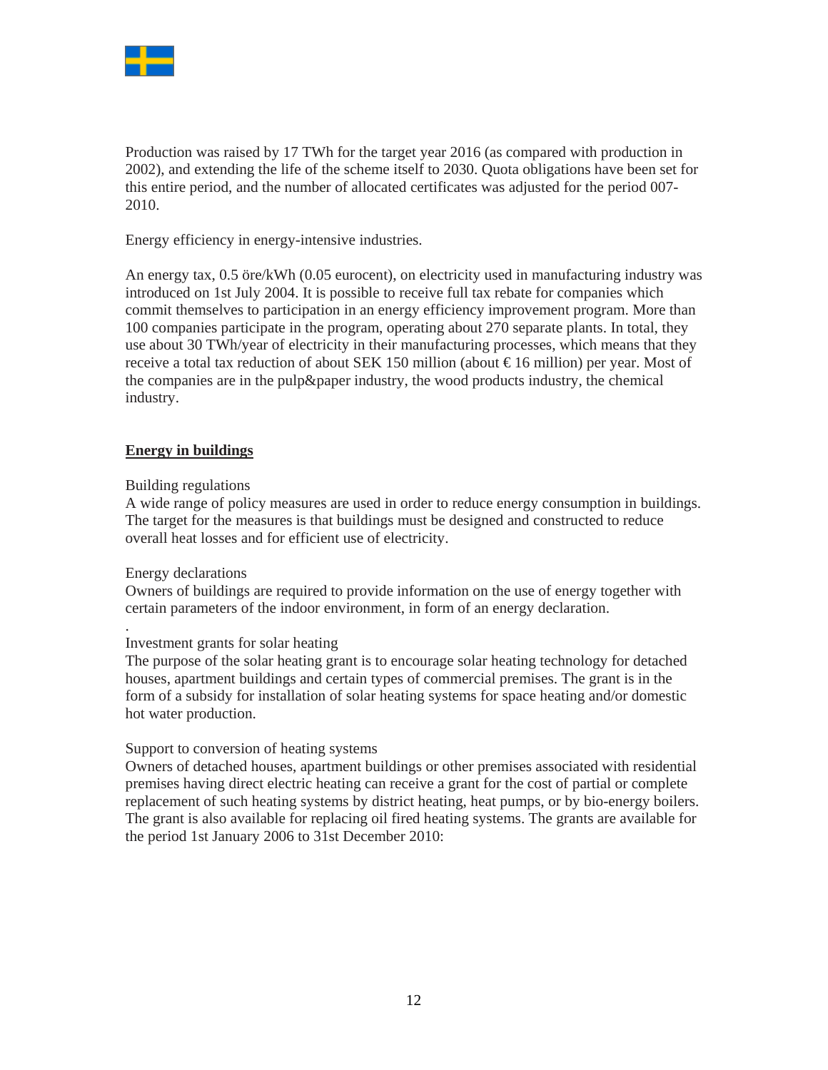Production was raised by 17 TWh for the target year 2016 (as compared with production in 2002), and extending the life of the scheme itself to 2030. Quota obligations have been set for this entire period, and the number of allocated certificates was adjusted for the period 007-2010.

Energy efficiency in energy-intensive industries.

An energy tax, 0.5 öre/kWh (0.05 eurocent), on electricity used in manufacturing industry was introduced on 1st July 2004. It is possible to receive full tax rebate for companies which commit themselves to participation in an energy efficiency improvement program. More than 100 companies participate in the program, operating about 270 separate plants. In total, they use about 30 TWh/year of electricity in their manufacturing processes, which means that they receive a total tax reduction of about SEK 150 million (about € 16 million) per year. Most of the companies are in the pulp&paper industry, the wood products industry, the chemical industry.

## **Energy in buildings**

Building regulations
A wide range of policy measures are used in order to reduce energy consumption in buildings. The target for the measures is that buildings must be designed and constructed to reduce overall heat losses and for efficient use of electricity.

Energy declarations
Owners of buildings are required to provide information on the use of energy together with certain parameters of the indoor environment, in form of an energy declaration.

.
Investment grants for solar heating
The purpose of the solar heating grant is to encourage solar heating technology for detached houses, apartment buildings and certain types of commercial premises. The grant is in the form of a subsidy for installation of solar heating systems for space heating and/or domestic hot water production.

Support to conversion of heating systems
Owners of detached houses, apartment buildings or other premises associated with residential premises having direct electric heating can receive a grant for the cost of partial or complete replacement of such heating systems by district heating, heat pumps, or by bio-energy boilers. The grant is also available for replacing oil fired heating systems. The grants are available for the period 1st January 2006 to 31st December 2010: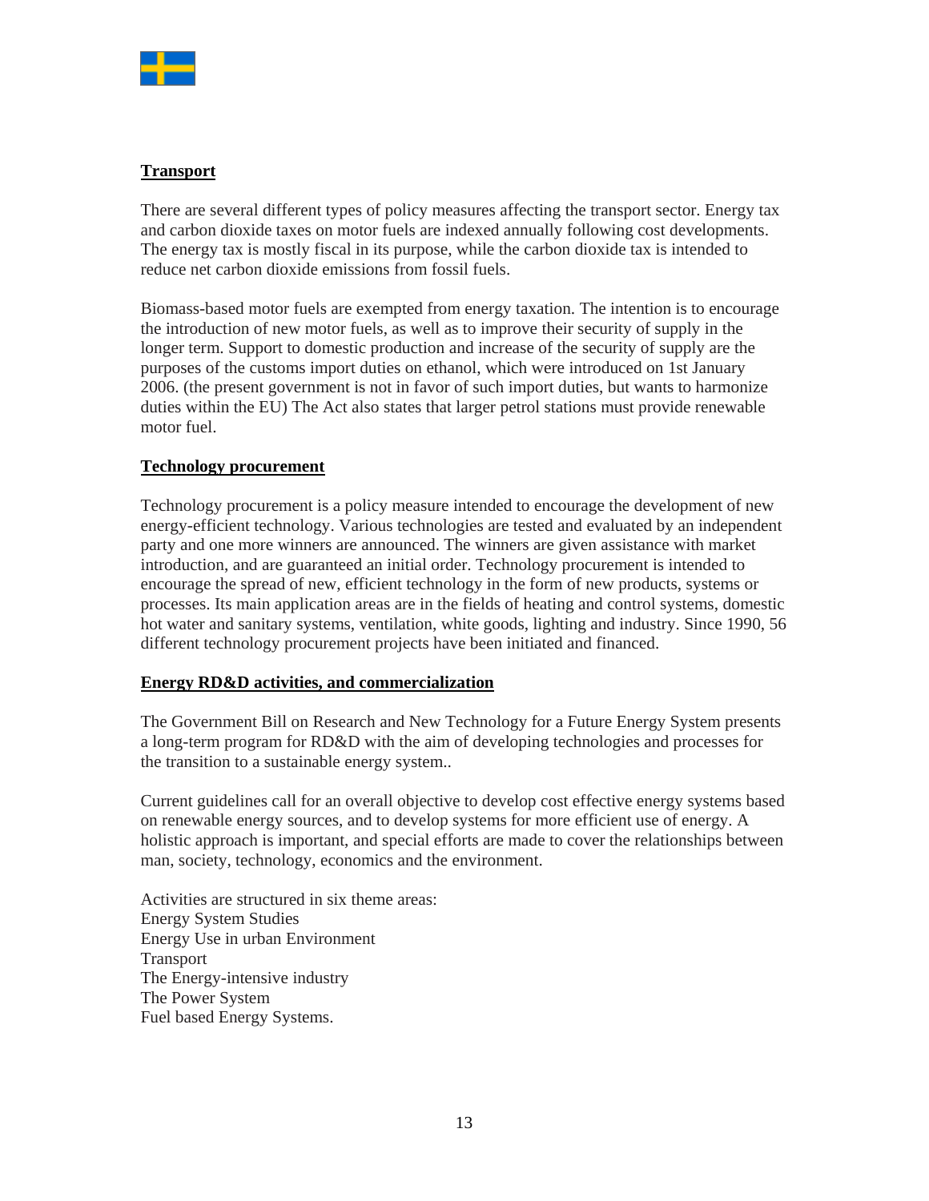## Transport

There are several different types of policy measures affecting the transport sector. Energy tax and carbon dioxide taxes on motor fuels are indexed annually following cost developments. The energy tax is mostly fiscal in its purpose, while the carbon dioxide tax is intended to reduce net carbon dioxide emissions from fossil fuels.

Biomass-based motor fuels are exempted from energy taxation. The intention is to encourage the introduction of new motor fuels, as well as to improve their security of supply in the longer term. Support to domestic production and increase of the security of supply are the purposes of the customs import duties on ethanol, which were introduced on 1st January 2006. (the present government is not in favor of such import duties, but wants to harmonize duties within the EU) The Act also states that larger petrol stations must provide renewable motor fuel.

## Technology procurement

Technology procurement is a policy measure intended to encourage the development of new energy-efficient technology. Various technologies are tested and evaluated by an independent party and one more winners are announced. The winners are given assistance with market introduction, and are guaranteed an initial order. Technology procurement is intended to encourage the spread of new, efficient technology in the form of new products, systems or processes. Its main application areas are in the fields of heating and control systems, domestic hot water and sanitary systems, ventilation, white goods, lighting and industry. Since 1990, 56 different technology procurement projects have been initiated and financed.

## Energy RD&D activities, and commercialization

The Government Bill on Research and New Technology for a Future Energy System presents a long-term program for RD&D with the aim of developing technologies and processes for the transition to a sustainable energy system..

Current guidelines call for an overall objective to develop cost effective energy systems based on renewable energy sources, and to develop systems for more efficient use of energy. A holistic approach is important, and special efforts are made to cover the relationships between man, society, technology, economics and the environment.

Activities are structured in six theme areas:
Energy System Studies
Energy Use in urban Environment
Transport
The Energy-intensive industry
The Power System
Fuel based Energy Systems.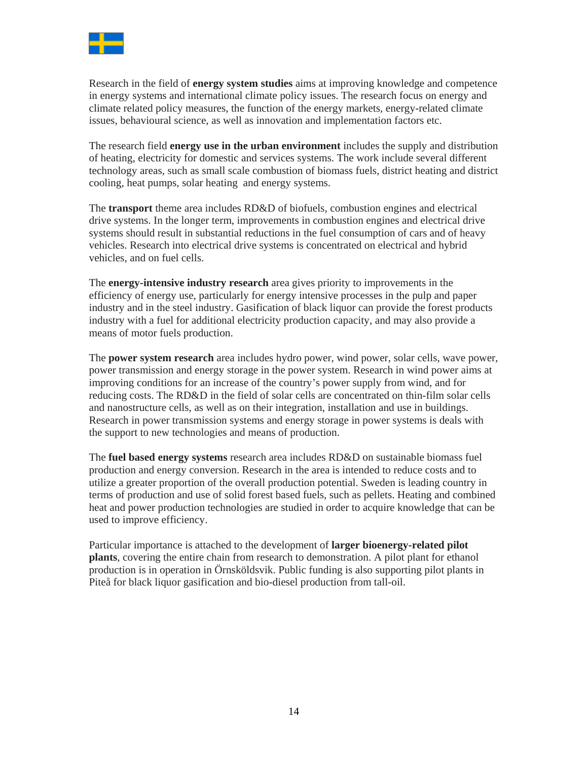Research in the field of **energy system studies** aims at improving knowledge and competence in energy systems and international climate policy issues. The research focus on energy and climate related policy measures, the function of the energy markets, energy-related climate issues, behavioural science, as well as innovation and implementation factors etc.

The research field **energy use in the urban environment** includes the supply and distribution of heating, electricity for domestic and services systems. The work include several different technology areas, such as small scale combustion of biomass fuels, district heating and district cooling, heat pumps, solar heating  and energy systems.

The **transport** theme area includes RD&D of biofuels, combustion engines and electrical drive systems. In the longer term, improvements in combustion engines and electrical drive systems should result in substantial reductions in the fuel consumption of cars and of heavy vehicles. Research into electrical drive systems is concentrated on electrical and hybrid vehicles, and on fuel cells.

The **energy-intensive industry research** area gives priority to improvements in the efficiency of energy use, particularly for energy intensive processes in the pulp and paper industry and in the steel industry. Gasification of black liquor can provide the forest products industry with a fuel for additional electricity production capacity, and may also provide a means of motor fuels production.

The **power system research** area includes hydro power, wind power, solar cells, wave power, power transmission and energy storage in the power system. Research in wind power aims at improving conditions for an increase of the country's power supply from wind, and for reducing costs. The RD&D in the field of solar cells are concentrated on thin-film solar cells and nanostructure cells, as well as on their integration, installation and use in buildings. Research in power transmission systems and energy storage in power systems is deals with the support to new technologies and means of production.

The **fuel based energy systems** research area includes RD&D on sustainable biomass fuel production and energy conversion. Research in the area is intended to reduce costs and to utilize a greater proportion of the overall production potential. Sweden is leading country in terms of production and use of solid forest based fuels, such as pellets. Heating and combined heat and power production technologies are studied in order to acquire knowledge that can be used to improve efficiency.

Particular importance is attached to the development of **larger bioenergy-related pilot plants**, covering the entire chain from research to demonstration. A pilot plant for ethanol production is in operation in Örnsköldsvik. Public funding is also supporting pilot plants in Piteå for black liquor gasification and bio-diesel production from tall-oil.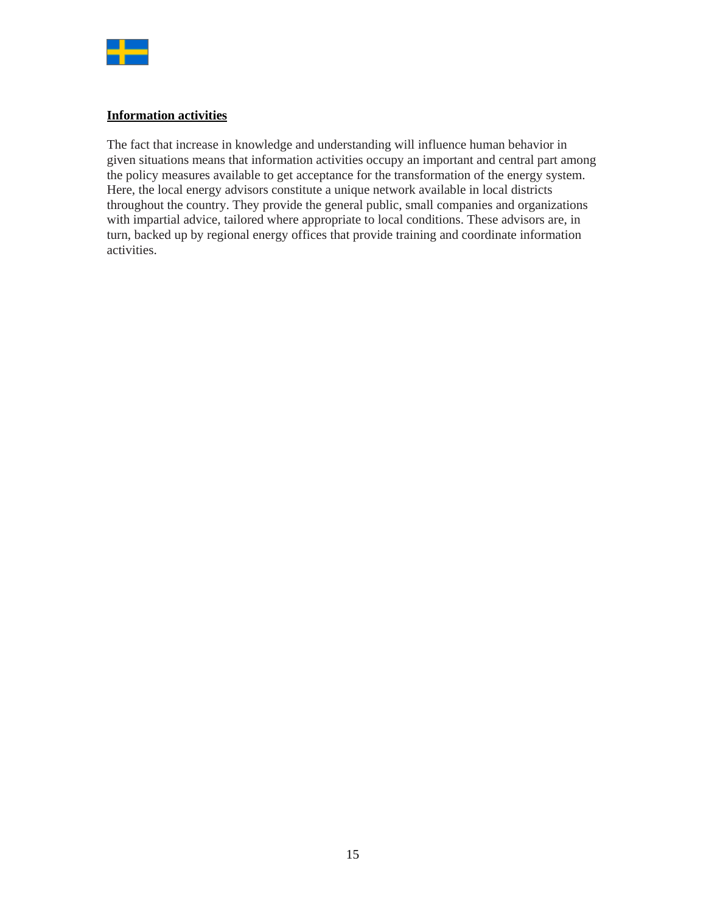**Information activities**

The fact that increase in knowledge and understanding will influence human behavior in given situations means that information activities occupy an important and central part among the policy measures available to get acceptance for the transformation of the energy system. Here, the local energy advisors constitute a unique network available in local districts throughout the country. They provide the general public, small companies and organizations with impartial advice, tailored where appropriate to local conditions. These advisors are, in turn, backed up by regional energy offices that provide training and coordinate information activities.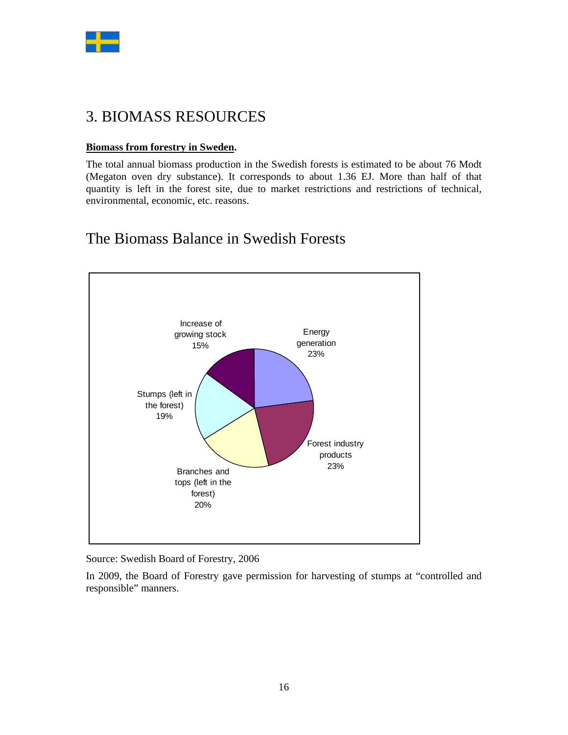# 3. BIOMASS RESOURCES

**Biomass from forestry in Sweden.**

The total annual biomass production in the Swedish forests is estimated to be about 76 Modt (Megaton oven dry substance). It corresponds to about 1.36 EJ. More than half of that quantity is left in the forest site, due to market restrictions and restrictions of technical, environmental, economic, etc. reasons.

## The Biomass Balance in Swedish Forests

Increase of growing stock 15%

Energy generation 23%

Stumps (left in the forest) 19%

Forest industry products 23%

Branches and tops (left in the forest) 20%

Source: Swedish Board of Forestry, 2006

In 2009, the Board of Forestry gave permission for harvesting of stumps at "controlled and responsible" manners.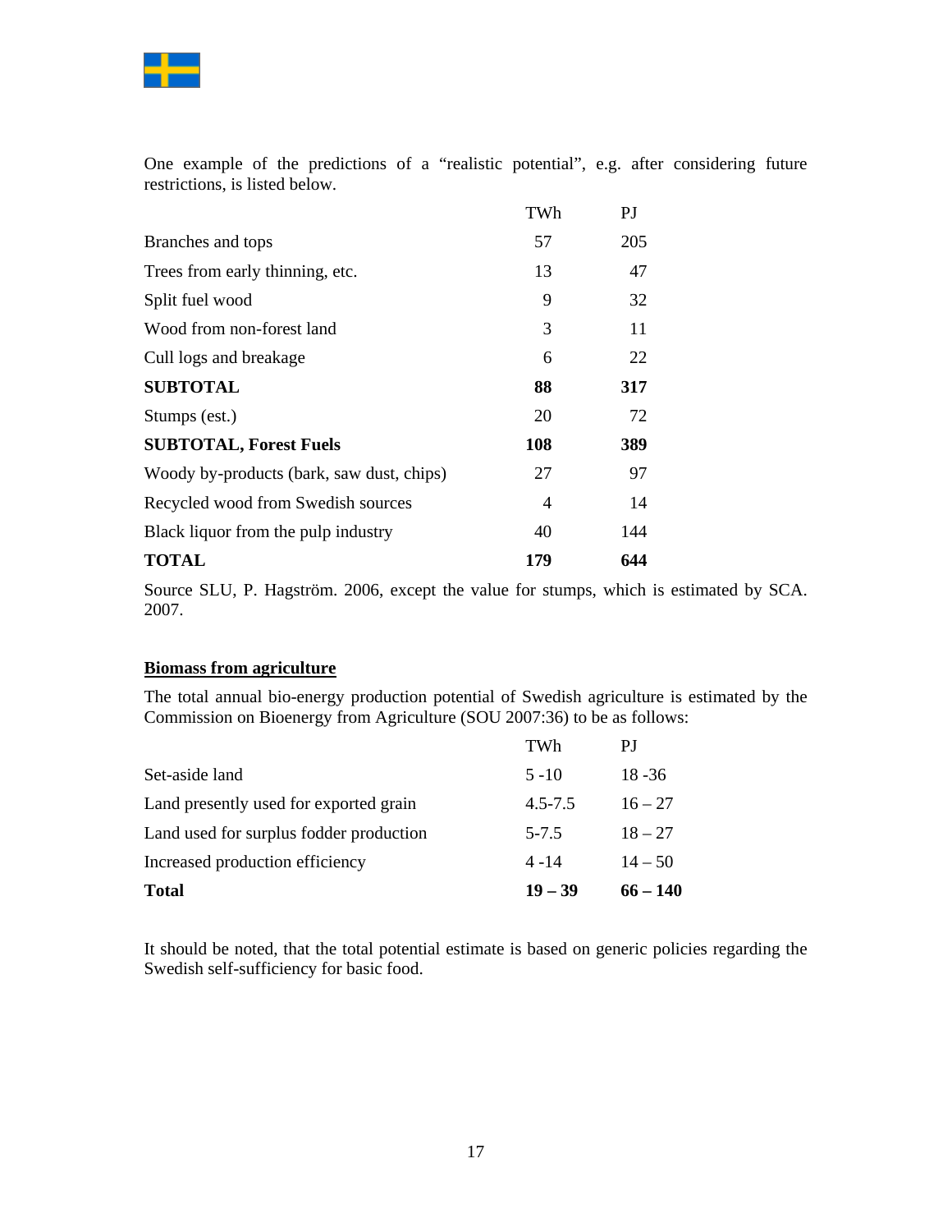One example of the predictions of a "realistic potential", e.g. after considering future restrictions, is listed below.

| | TWh | PJ |
|---|---|---|
| Branches and tops | 57 | 205 |
| Trees from early thinning, etc. | 13 | 47 |
| Split fuel wood | 9 | 32 |
| Wood from non-forest land | 3 | 11 |
| Cull logs and breakage | 6 | 22 |
| **SUBTOTAL** | **88** | **317** |
| Stumps (est.) | 20 | 72 |
| **SUBTOTAL, Forest Fuels** | **108** | **389** |
| Woody by-products (bark, saw dust, chips) | 27 | 97 |
| Recycled wood from Swedish sources | 4 | 14 |
| Black liquor from the pulp industry | 40 | 144 |
| **TOTAL** | **179** | **644** |

Source SLU, P. Hagström. 2006, except the value for stumps, which is estimated by SCA. 2007.

## Biomass from agriculture

The total annual bio-energy production potential of Swedish agriculture is estimated by the Commission on Bioenergy from Agriculture (SOU 2007:36) to be as follows:

| | TWh | PJ |
|---|---|---|
| Set-aside land | 5 -10 | 18 -36 |
| Land presently used for exported grain | 4.5-7.5 | 16 – 27 |
| Land used for surplus fodder production | 5-7.5 | 18 – 27 |
| Increased production efficiency | 4 -14 | 14 – 50 |
| **Total** | **19 – 39** | **66 – 140** |

It should be noted, that the total potential estimate is based on generic policies regarding the Swedish self-sufficiency for basic food.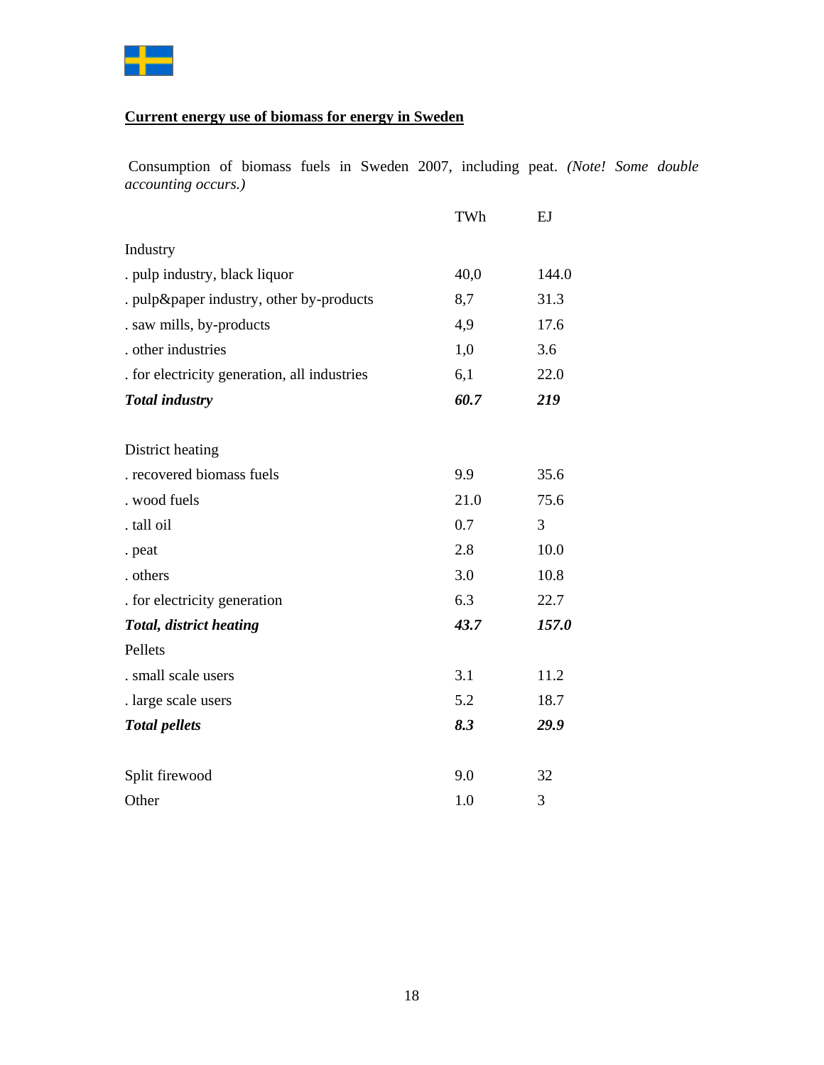**Current energy use of biomass for energy in Sweden**

Consumption of biomass fuels in Sweden 2007, including peat. *(Note! Some double accounting occurs.)*

| | TWh | EJ |
|---|---|---|
| Industry | | |
| . pulp industry, black liquor | 40,0 | 144.0 |
| . pulp&paper industry, other by-products | 8,7 | 31.3 |
| . saw mills, by-products | 4,9 | 17.6 |
| . other industries | 1,0 | 3.6 |
| . for electricity generation, all industries | 6,1 | 22.0 |
| ***Total industry*** | ***60.7*** | ***219*** |
| | | |
| District heating | | |
| . recovered biomass fuels | 9.9 | 35.6 |
| . wood fuels | 21.0 | 75.6 |
| . tall oil | 0.7 | 3 |
| . peat | 2.8 | 10.0 |
| . others | 3.0 | 10.8 |
| . for electricity generation | 6.3 | 22.7 |
| ***Total, district heating*** | ***43.7*** | ***157.0*** |
| Pellets | | |
| . small scale users | 3.1 | 11.2 |
| . large scale users | 5.2 | 18.7 |
| ***Total pellets*** | ***8.3*** | ***29.9*** |
| | | |
| Split firewood | 9.0 | 32 |
| Other | 1.0 | 3 |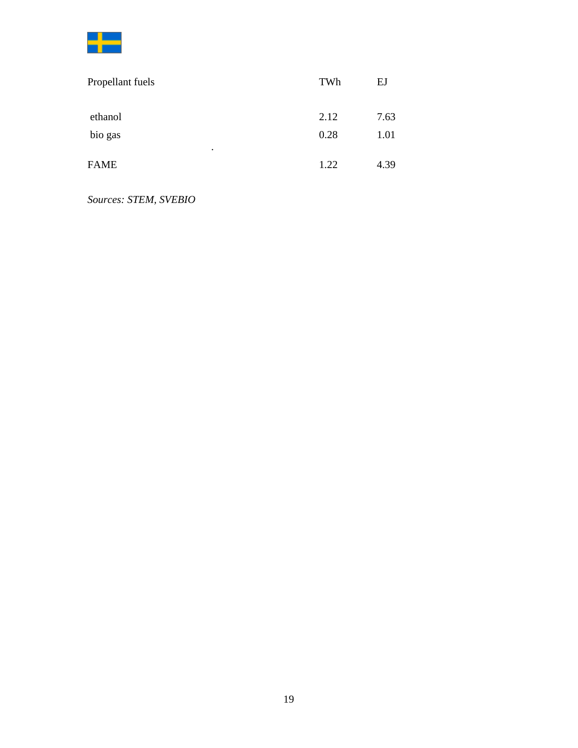| Propellant fuels | TWh | EJ |
| --- | --- | --- |
| ethanol | 2.12 | 7.63 |
| bio gas | 0.28 | 1.01 |
| FAME | 1.22 | 4.39 |

*Sources: STEM, SVEBIO*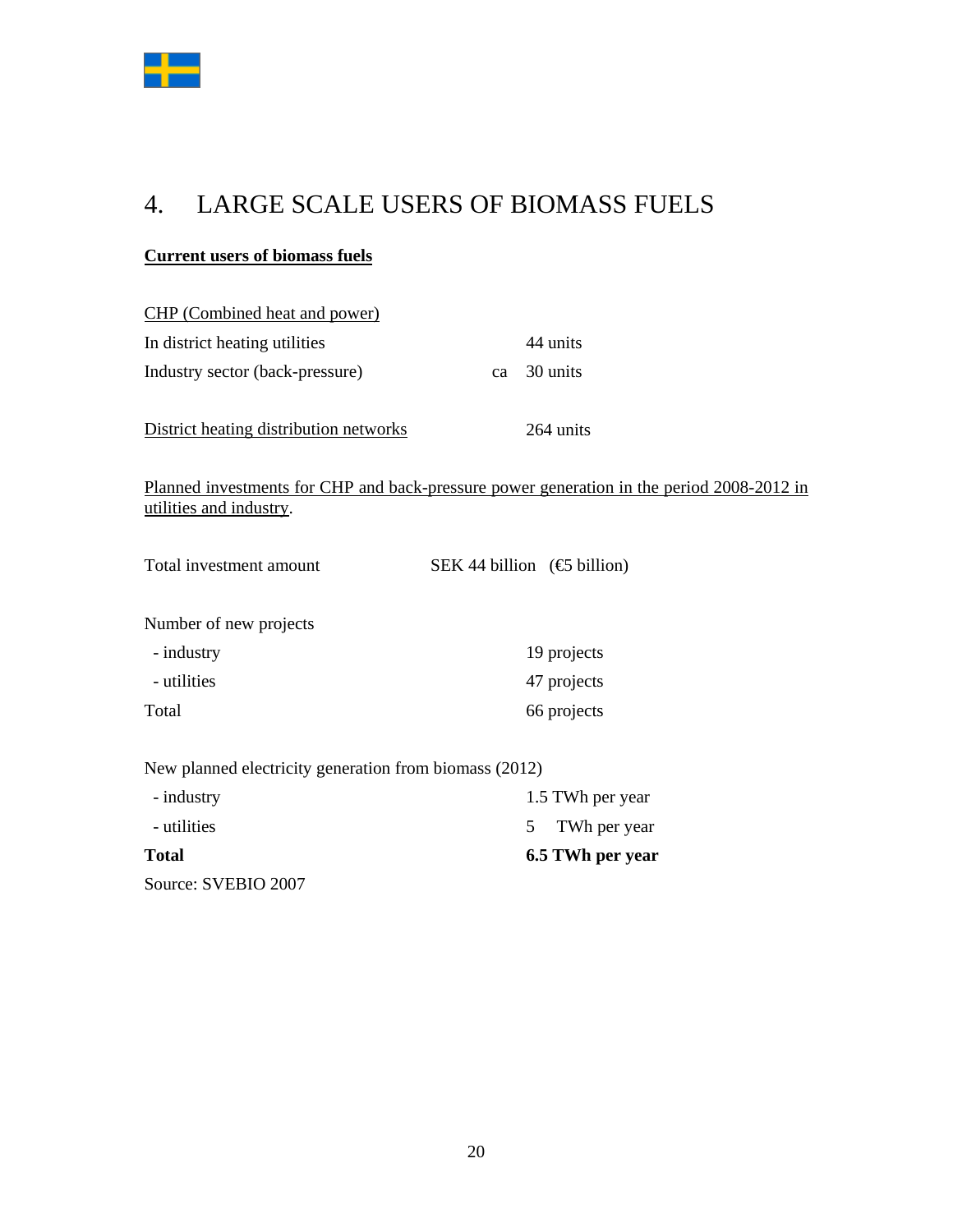# 4. LARGE SCALE USERS OF BIOMASS FUELS

**Current users of biomass fuels**

CHP (Combined heat and power)

| | | |
|---|---|---|
| In district heating utilities | | 44 units |
| Industry sector (back-pressure) | ca | 30 units |

District heating distribution networks 264 units

Planned investments for CHP and back-pressure power generation in the period 2008-2012 in utilities and industry.

Total investment amount SEK 44 billion (€5 billion)

Number of new projects

| | |
|---|---|
| - industry | 19 projects |
| - utilities | 47 projects |
| Total | 66 projects |

New planned electricity generation from biomass (2012)

| | |
|---|---|
| - industry | 1.5 TWh per year |
| - utilities | 5 TWh per year |
| **Total** | **6.5 TWh per year** |

Source: SVEBIO 2007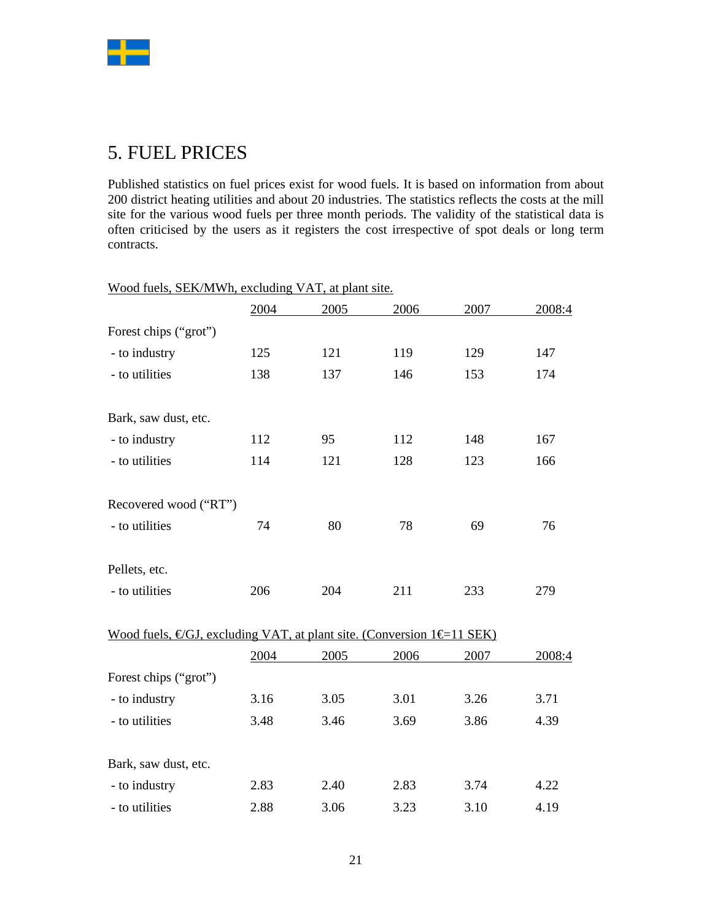# 5. FUEL PRICES

Published statistics on fuel prices exist for wood fuels. It is based on information from about 200 district heating utilities and about 20 industries. The statistics reflects the costs at the mill site for the various wood fuels per three month periods. The validity of the statistical data is often criticised by the users as it registers the cost irrespective of spot deals or long term contracts.

Wood fuels, SEK/MWh, excluding VAT, at plant site.

| | 2004 | 2005 | 2006 | 2007 | 2008:4 |
|---|---|---|---|---|---|
| Forest chips (“grot”) | | | | | |
| - to industry | 125 | 121 | 119 | 129 | 147 |
| - to utilities | 138 | 137 | 146 | 153 | 174 |
| Bark, saw dust, etc. | | | | | |
| - to industry | 112 | 95 | 112 | 148 | 167 |
| - to utilities | 114 | 121 | 128 | 123 | 166 |
| Recovered wood (“RT”) | | | | | |
| - to utilities | 74 | 80 | 78 | 69 | 76 |
| Pellets, etc. | | | | | |
| - to utilities | 206 | 204 | 211 | 233 | 279 |

Wood fuels, €/GJ, excluding VAT, at plant site. (Conversion 1€=11 SEK)

| | 2004 | 2005 | 2006 | 2007 | 2008:4 |
|---|---|---|---|---|---|
| Forest chips (“grot”) | | | | | |
| - to industry | 3.16 | 3.05 | 3.01 | 3.26 | 3.71 |
| - to utilities | 3.48 | 3.46 | 3.69 | 3.86 | 4.39 |
| Bark, saw dust, etc. | | | | | |
| - to industry | 2.83 | 2.40 | 2.83 | 3.74 | 4.22 |
| - to utilities | 2.88 | 3.06 | 3.23 | 3.10 | 4.19 |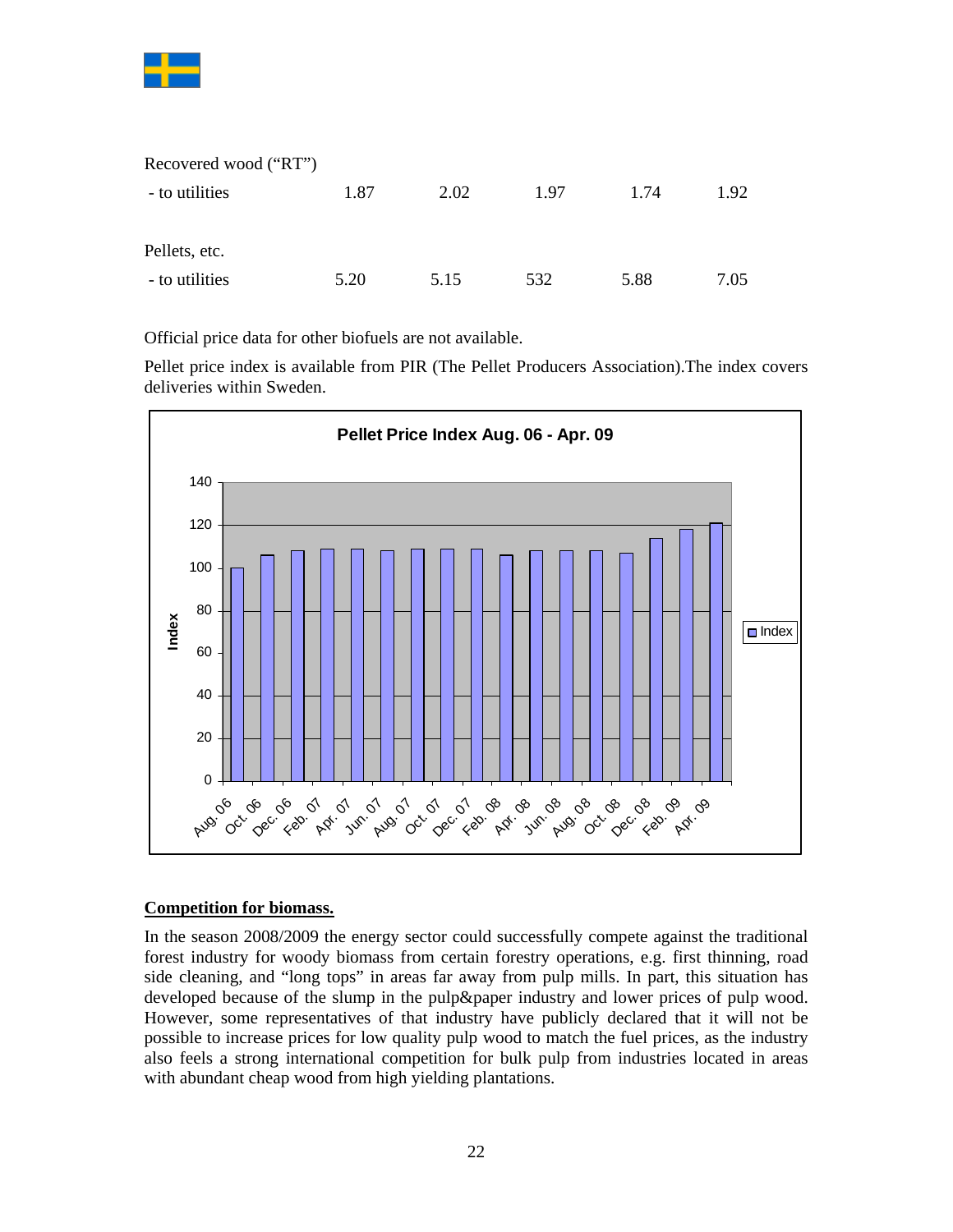| | | | | | |
|---|---|---|---|---|---|
| Recovered wood (“RT”) | | | | | |
| - to utilities | 1.87 | 2.02 | 1.97 | 1.74 | 1.92 |
| | | | | | |
| Pellets, etc. | | | | | |
| - to utilities | 5.20 | 5.15 | 532 | 5.88 | 7.05 |

Official price data for other biofuels are not available.

Pellet price index is available from PIR (The Pellet Producers Association).The index covers deliveries within Sweden.

**Pellet Price Index Aug. 06 - Apr. 09**

| Month | Index |
|---|---|
| Aug. 06 | 100 |
| Oct. 06 | 106 |
| Dec. 06 | 108 |
| Feb. 07 | 109 |
| Apr. 07 | 109 |
| Jun. 07 | 108 |
| Aug. 07 | 109 |
| Oct. 07 | 109 |
| Dec. 07 | 109 |
| Feb. 08 | 106 |
| Apr. 08 | 108 |
| Jun. 08 | 108 |
| Aug. 08 | 108 |
| Oct. 08 | 107 |
| Dec. 08 | 114 |
| Feb. 09 | 118 |
| Apr. 09 | 121 |

## Competition for biomass.

In the season 2008/2009 the energy sector could successfully compete against the traditional forest industry for woody biomass from certain forestry operations, e.g. first thinning, road side cleaning, and “long tops” in areas far away from pulp mills. In part, this situation has developed because of the slump in the pulp&paper industry and lower prices of pulp wood. However, some representatives of that industry have publicly declared that it will not be possible to increase prices for low quality pulp wood to match the fuel prices, as the industry also feels a strong international competition for bulk pulp from industries located in areas with abundant cheap wood from high yielding plantations.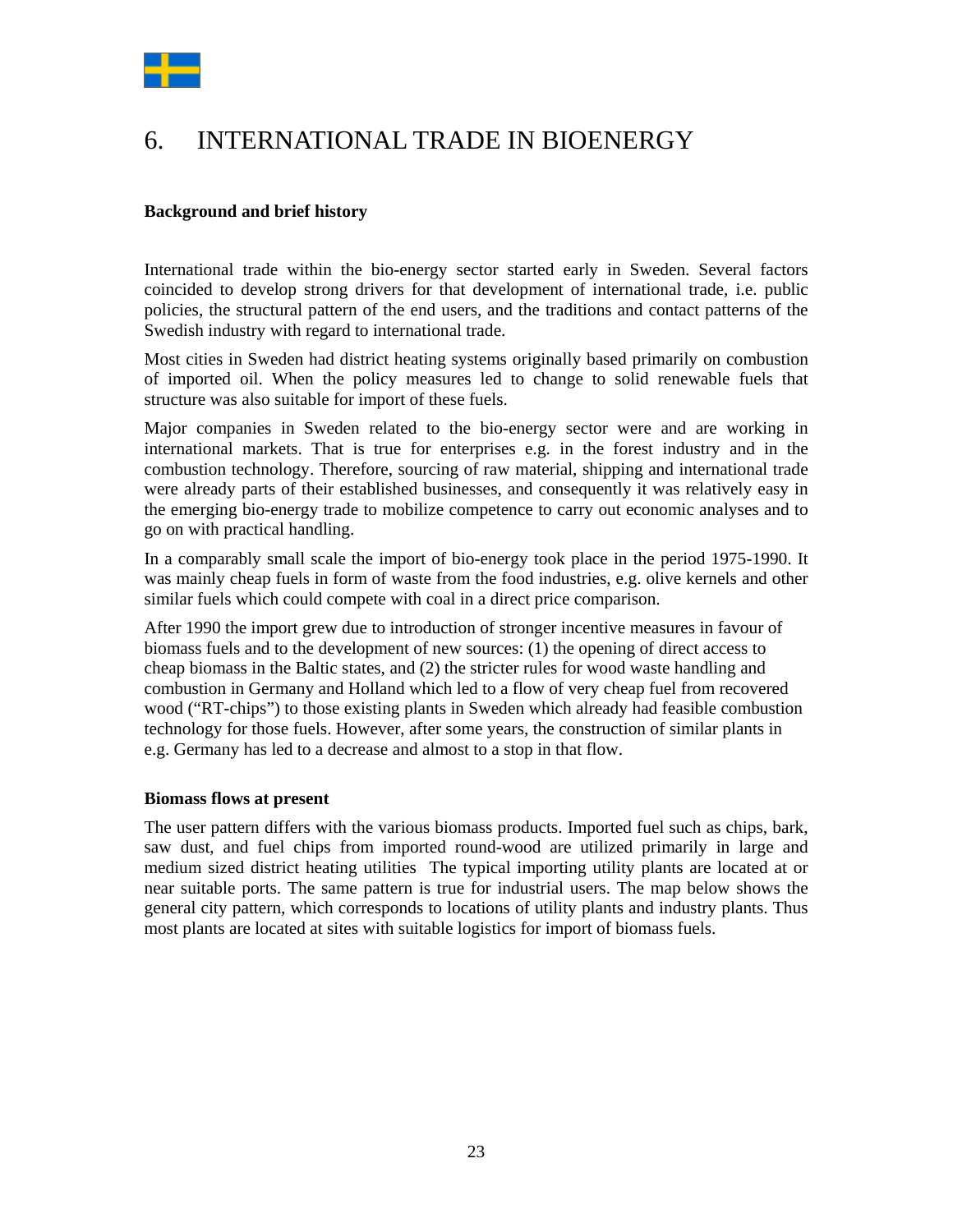# 6. INTERNATIONAL TRADE IN BIOENERGY

**Background and brief history**

International trade within the bio-energy sector started early in Sweden. Several factors coincided to develop strong drivers for that development of international trade, i.e. public policies, the structural pattern of the end users, and the traditions and contact patterns of the Swedish industry with regard to international trade.

Most cities in Sweden had district heating systems originally based primarily on combustion of imported oil. When the policy measures led to change to solid renewable fuels that structure was also suitable for import of these fuels.

Major companies in Sweden related to the bio-energy sector were and are working in international markets. That is true for enterprises e.g. in the forest industry and in the combustion technology. Therefore, sourcing of raw material, shipping and international trade were already parts of their established businesses, and consequently it was relatively easy in the emerging bio-energy trade to mobilize competence to carry out economic analyses and to go on with practical handling.

In a comparably small scale the import of bio-energy took place in the period 1975-1990. It was mainly cheap fuels in form of waste from the food industries, e.g. olive kernels and other similar fuels which could compete with coal in a direct price comparison.

After 1990 the import grew due to introduction of stronger incentive measures in favour of biomass fuels and to the development of new sources: (1) the opening of direct access to cheap biomass in the Baltic states, and (2) the stricter rules for wood waste handling and combustion in Germany and Holland which led to a flow of very cheap fuel from recovered wood ("RT-chips") to those existing plants in Sweden which already had feasible combustion technology for those fuels. However, after some years, the construction of similar plants in e.g. Germany has led to a decrease and almost to a stop in that flow.

**Biomass flows at present**

The user pattern differs with the various biomass products. Imported fuel such as chips, bark, saw dust, and fuel chips from imported round-wood are utilized primarily in large and medium sized district heating utilities The typical importing utility plants are located at or near suitable ports. The same pattern is true for industrial users. The map below shows the general city pattern, which corresponds to locations of utility plants and industry plants. Thus most plants are located at sites with suitable logistics for import of biomass fuels.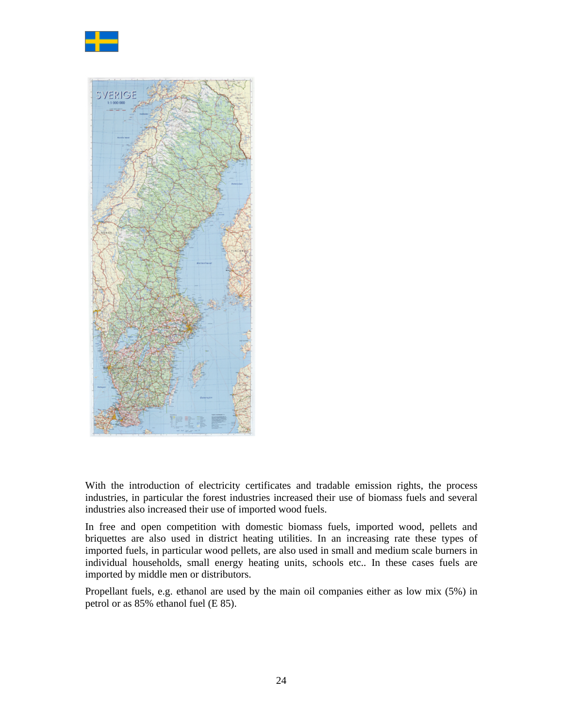With the introduction of electricity certificates and tradable emission rights, the process industries, in particular the forest industries increased their use of biomass fuels and several industries also increased their use of imported wood fuels.

In free and open competition with domestic biomass fuels, imported wood, pellets and briquettes are also used in district heating utilities. In an increasing rate these types of imported fuels, in particular wood pellets, are also used in small and medium scale burners in individual households, small energy heating units, schools etc.. In these cases fuels are imported by middle men or distributors.

Propellant fuels, e.g. ethanol are used by the main oil companies either as low mix (5%) in petrol or as 85% ethanol fuel (E 85).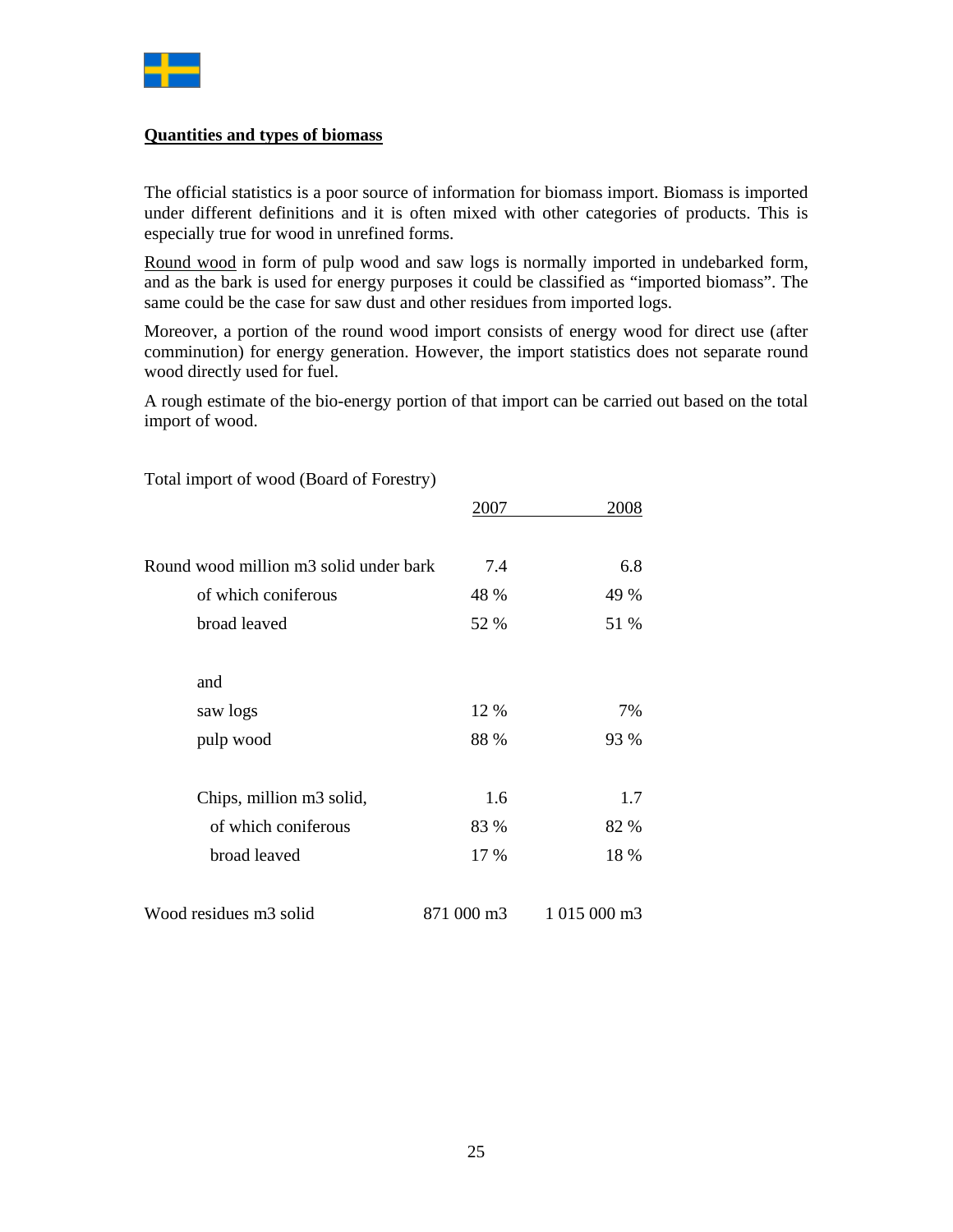**Quantities and types of biomass**

The official statistics is a poor source of information for biomass import. Biomass is imported under different definitions and it is often mixed with other categories of products. This is especially true for wood in unrefined forms.

Round wood in form of pulp wood and saw logs is normally imported in undebarked form, and as the bark is used for energy purposes it could be classified as "imported biomass". The same could be the case for saw dust and other residues from imported logs.

Moreover, a portion of the round wood import consists of energy wood for direct use (after comminution) for energy generation. However, the import statistics does not separate round wood directly used for fuel.

A rough estimate of the bio-energy portion of that import can be carried out based on the total import of wood.

Total import of wood (Board of Forestry)

| | 2007 | 2008 |
|---|---|---|
| Round wood million m3 solid under bark | 7.4 | 6.8 |
| of which coniferous | 48 % | 49 % |
| broad leaved | 52 % | 51 % |
| and | | |
| saw logs | 12 % | 7% |
| pulp wood | 88 % | 93 % |
| Chips, million m3 solid, | 1.6 | 1.7 |
| of which coniferous | 83 % | 82 % |
| broad leaved | 17 % | 18 % |
| Wood residues m3 solid | 871 000 m3 | 1 015 000 m3 |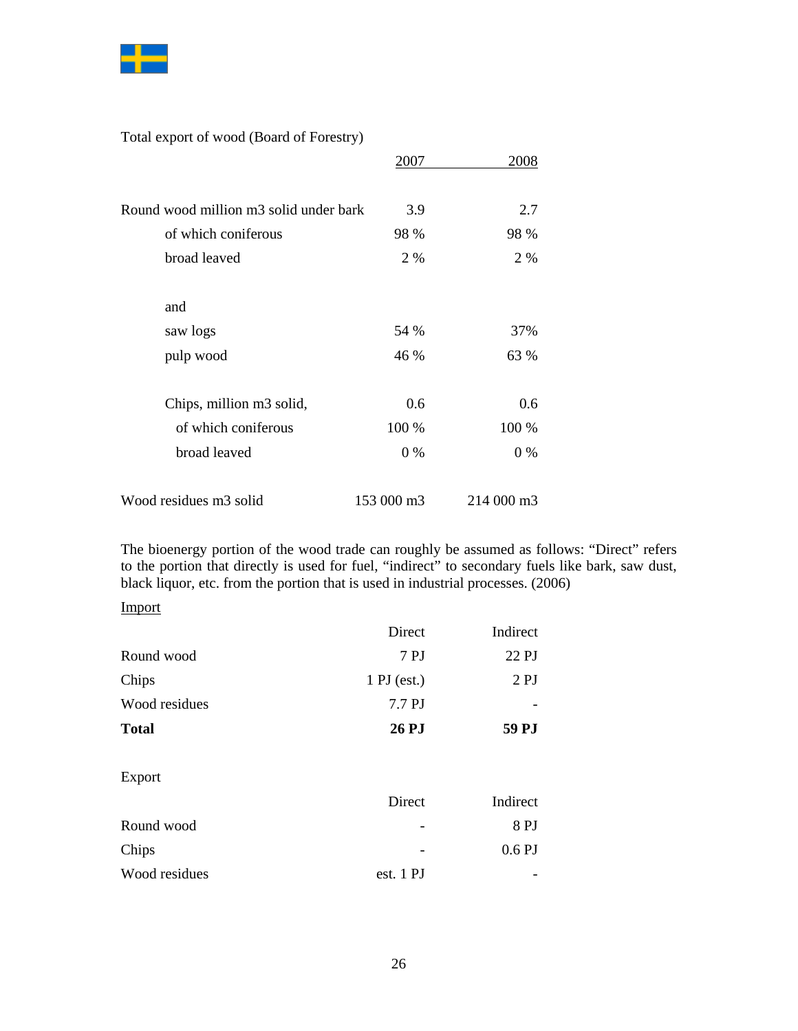Total export of wood (Board of Forestry)

| | 2007 | 2008 |
|---|---|---|
| Round wood million m3 solid under bark | 3.9 | 2.7 |
| of which coniferous | 98 % | 98 % |
| broad leaved | 2 % | 2 % |
| and | | |
| saw logs | 54 % | 37% |
| pulp wood | 46 % | 63 % |
| Chips, million m3 solid, | 0.6 | 0.6 |
| of which coniferous | 100 % | 100 % |
| broad leaved | 0 % | 0 % |
| Wood residues m3 solid | 153 000 m3 | 214 000 m3 |

The bioenergy portion of the wood trade can roughly be assumed as follows: "Direct" refers to the portion that directly is used for fuel, "indirect" to secondary fuels like bark, saw dust, black liquor, etc. from the portion that is used in industrial processes. (2006)

Import

| | Direct | Indirect |
|---|---|---|
| Round wood | 7 PJ | 22 PJ |
| Chips | 1 PJ (est.) | 2 PJ |
| Wood residues | 7.7 PJ | - |
| **Total** | **26 PJ** | **59 PJ** |

Export

| | Direct | Indirect |
|---|---|---|
| Round wood | - | 8 PJ |
| Chips | - | 0.6 PJ |
| Wood residues | est. 1 PJ | - |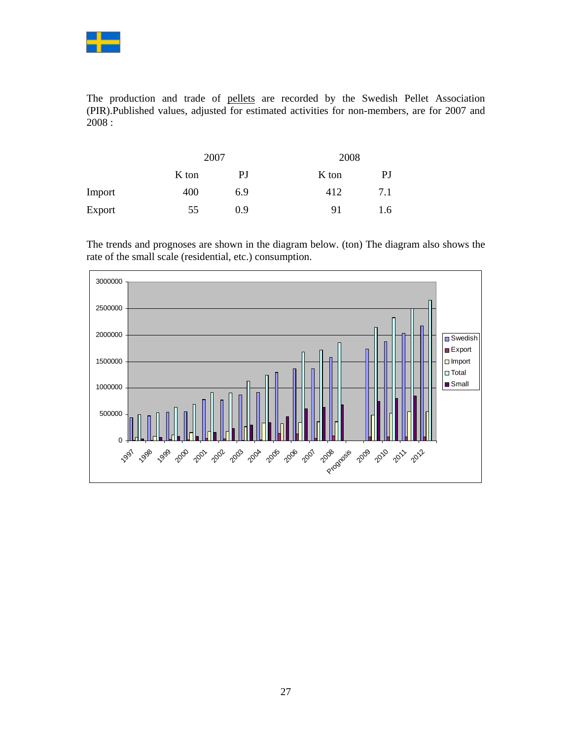The production and trade of pellets are recorded by the Swedish Pellet Association (PIR).Published values, adjusted for estimated activities for non-members, are for 2007 and 2008 :

| | 2007 | | 2008 | |
|---|---|---|---|---|
| | K ton | PJ | K ton | PJ |
| Import | 400 | 6.9 | 412 | 7.1 |
| Export | 55 | 0.9 | 91 | 1.6 |

The trends and prognoses are shown in the diagram below. (ton) The diagram also shows the rate of the small scale (residential, etc.) consumption.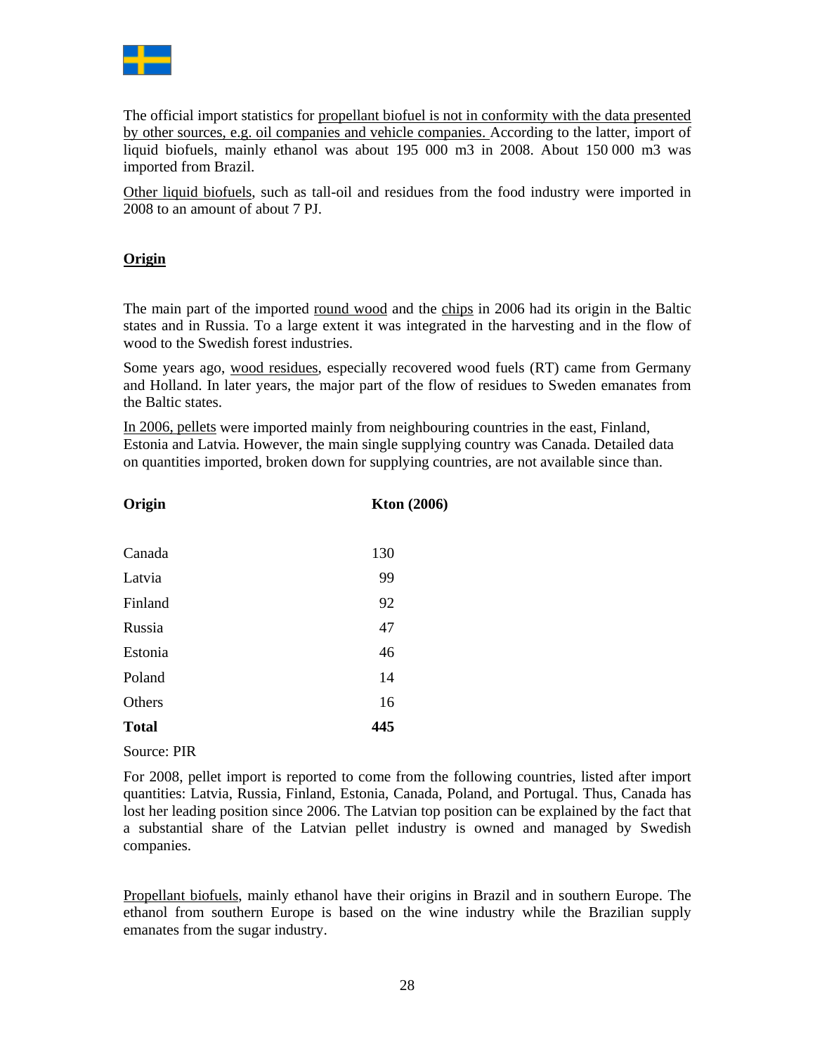The official import statistics for propellant biofuel is not in conformity with the data presented by other sources, e.g. oil companies and vehicle companies. According to the latter, import of liquid biofuels, mainly ethanol was about 195 000 m3 in 2008. About 150 000 m3 was imported from Brazil.

Other liquid biofuels, such as tall-oil and residues from the food industry were imported in 2008 to an amount of about 7 PJ.

## Origin

The main part of the imported round wood and the chips in 2006 had its origin in the Baltic states and in Russia. To a large extent it was integrated in the harvesting and in the flow of wood to the Swedish forest industries.

Some years ago, wood residues, especially recovered wood fuels (RT) came from Germany and Holland. In later years, the major part of the flow of residues to Sweden emanates from the Baltic states.

In 2006, pellets were imported mainly from neighbouring countries in the east, Finland, Estonia and Latvia. However, the main single supplying country was Canada. Detailed data on quantities imported, broken down for supplying countries, are not available since than.

| **Origin** | **Kton (2006)** |
|---|---|
| Canada | 130 |
| Latvia | 99 |
| Finland | 92 |
| Russia | 47 |
| Estonia | 46 |
| Poland | 14 |
| Others | 16 |
| **Total** | **445** |

Source: PIR

For 2008, pellet import is reported to come from the following countries, listed after import quantities: Latvia, Russia, Finland, Estonia, Canada, Poland, and Portugal. Thus, Canada has lost her leading position since 2006. The Latvian top position can be explained by the fact that a substantial share of the Latvian pellet industry is owned and managed by Swedish companies.

Propellant biofuels, mainly ethanol have their origins in Brazil and in southern Europe. The ethanol from southern Europe is based on the wine industry while the Brazilian supply emanates from the sugar industry.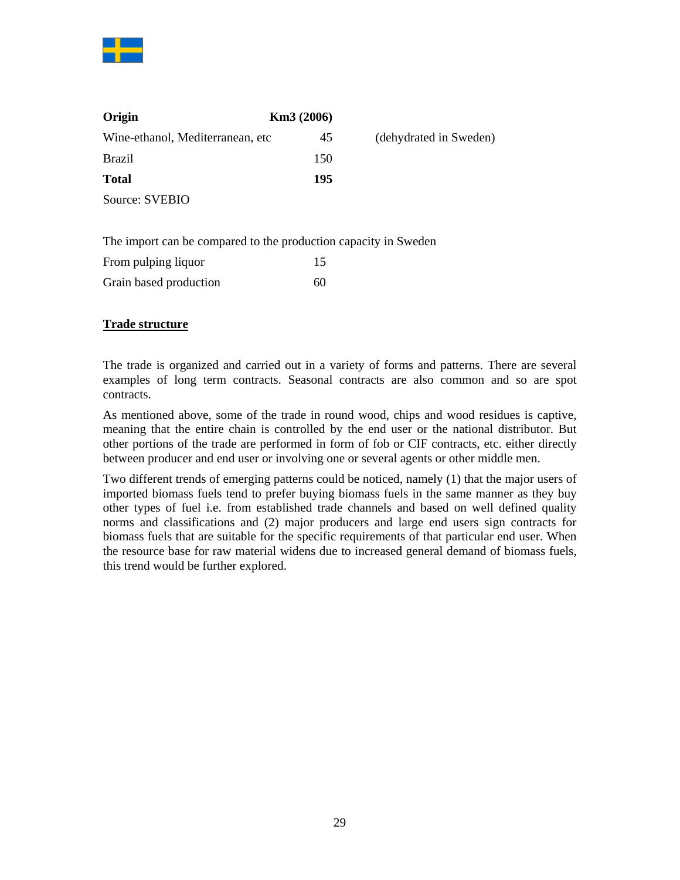| **Origin** | **Km3 (2006)** | |
|---|---|---|
| Wine-ethanol, Mediterranean, etc | 45 | (dehydrated in Sweden) |
| Brazil | 150 | |
| **Total** | **195** | |

Source: SVEBIO

The import can be compared to the production capacity in Sweden

| | |
|---|---|
| From pulping liquor | 15 |
| Grain based production | 60 |

## Trade structure

The trade is organized and carried out in a variety of forms and patterns. There are several examples of long term contracts. Seasonal contracts are also common and so are spot contracts.

As mentioned above, some of the trade in round wood, chips and wood residues is captive, meaning that the entire chain is controlled by the end user or the national distributor. But other portions of the trade are performed in form of fob or CIF contracts, etc. either directly between producer and end user or involving one or several agents or other middle men.

Two different trends of emerging patterns could be noticed, namely (1) that the major users of imported biomass fuels tend to prefer buying biomass fuels in the same manner as they buy other types of fuel i.e. from established trade channels and based on well defined quality norms and classifications and (2) major producers and large end users sign contracts for biomass fuels that are suitable for the specific requirements of that particular end user. When the resource base for raw material widens due to increased general demand of biomass fuels, this trend would be further explored.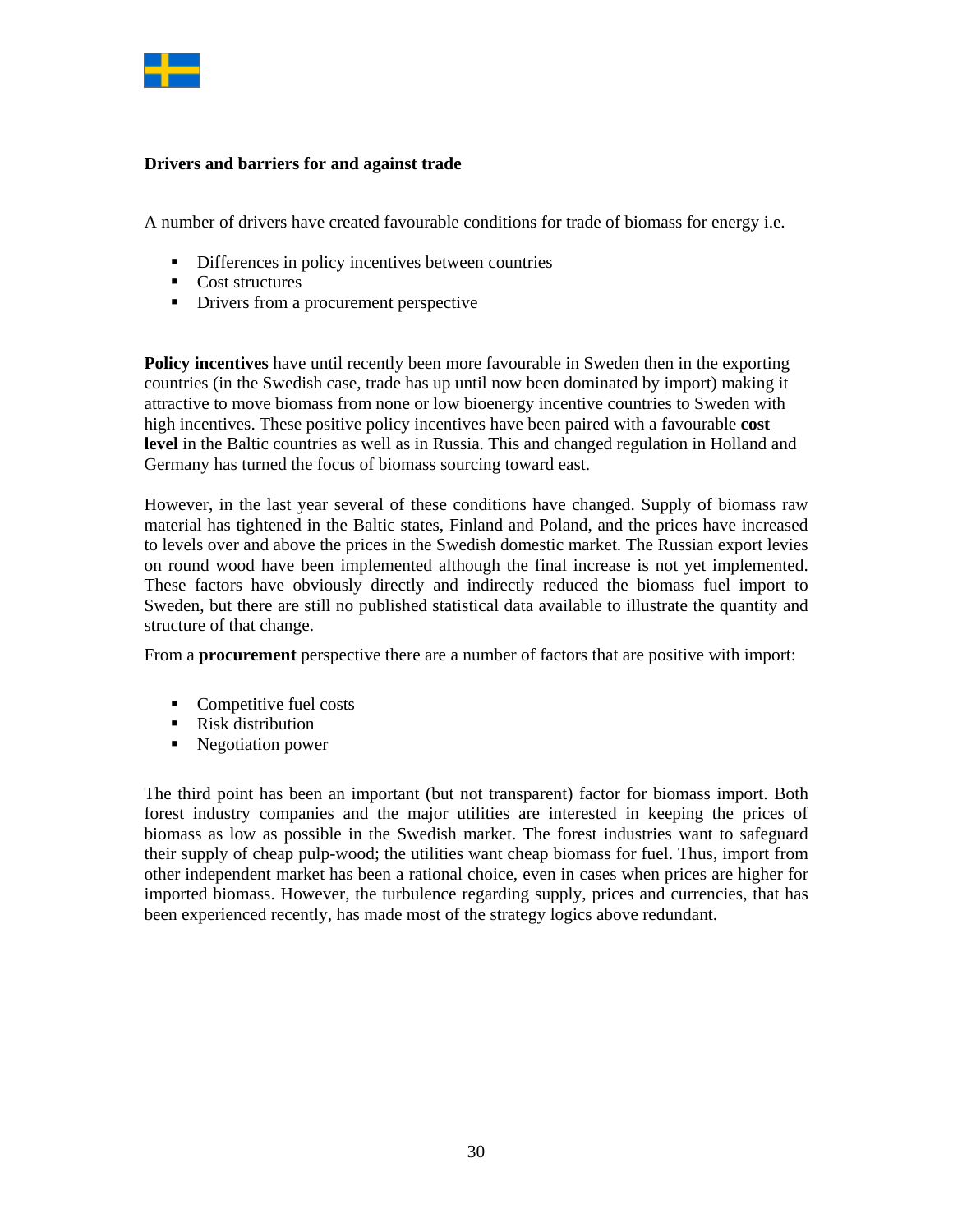### Drivers and barriers for and against trade

A number of drivers have created favourable conditions for trade of biomass for energy i.e.

- Differences in policy incentives between countries
- Cost structures
- Drivers from a procurement perspective

**Policy incentives** have until recently been more favourable in Sweden then in the exporting countries (in the Swedish case, trade has up until now been dominated by import) making it attractive to move biomass from none or low bioenergy incentive countries to Sweden with high incentives. These positive policy incentives have been paired with a favourable **cost level** in the Baltic countries as well as in Russia. This and changed regulation in Holland and Germany has turned the focus of biomass sourcing toward east.

However, in the last year several of these conditions have changed. Supply of biomass raw material has tightened in the Baltic states, Finland and Poland, and the prices have increased to levels over and above the prices in the Swedish domestic market. The Russian export levies on round wood have been implemented although the final increase is not yet implemented. These factors have obviously directly and indirectly reduced the biomass fuel import to Sweden, but there are still no published statistical data available to illustrate the quantity and structure of that change.

From a **procurement** perspective there are a number of factors that are positive with import:

- Competitive fuel costs
- Risk distribution
- Negotiation power

The third point has been an important (but not transparent) factor for biomass import. Both forest industry companies and the major utilities are interested in keeping the prices of biomass as low as possible in the Swedish market. The forest industries want to safeguard their supply of cheap pulp-wood; the utilities want cheap biomass for fuel. Thus, import from other independent market has been a rational choice, even in cases when prices are higher for imported biomass. However, the turbulence regarding supply, prices and currencies, that has been experienced recently, has made most of the strategy logics above redundant.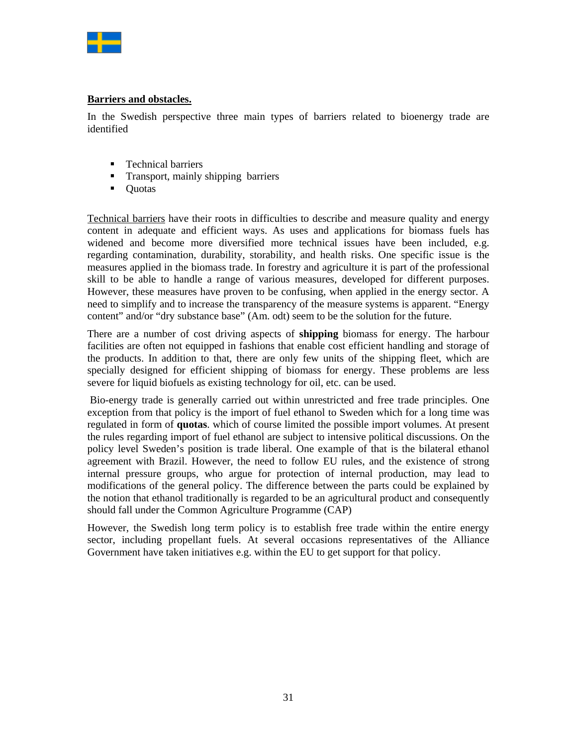**<u>Barriers and obstacles.</u>**

In the Swedish perspective three main types of barriers related to bioenergy trade are identified

- Technical barriers
- Transport, mainly shipping barriers
- Quotas

<u>Technical barriers</u> have their roots in difficulties to describe and measure quality and energy content in adequate and efficient ways. As uses and applications for biomass fuels has widened and become more diversified more technical issues have been included, e.g. regarding contamination, durability, storability, and health risks. One specific issue is the measures applied in the biomass trade. In forestry and agriculture it is part of the professional skill to be able to handle a range of various measures, developed for different purposes. However, these measures have proven to be confusing, when applied in the energy sector. A need to simplify and to increase the transparency of the measure systems is apparent. “Energy content” and/or “dry substance base” (Am. odt) seem to be the solution for the future.

There are a number of cost driving aspects of **shipping** biomass for energy. The harbour facilities are often not equipped in fashions that enable cost efficient handling and storage of the products. In addition to that, there are only few units of the shipping fleet, which are specially designed for efficient shipping of biomass for energy. These problems are less severe for liquid biofuels as existing technology for oil, etc. can be used.

Bio-energy trade is generally carried out within unrestricted and free trade principles. One exception from that policy is the import of fuel ethanol to Sweden which for a long time was regulated in form of **quotas**. which of course limited the possible import volumes. At present the rules regarding import of fuel ethanol are subject to intensive political discussions. On the policy level Sweden’s position is trade liberal. One example of that is the bilateral ethanol agreement with Brazil. However, the need to follow EU rules, and the existence of strong internal pressure groups, who argue for protection of internal production, may lead to modifications of the general policy. The difference between the parts could be explained by the notion that ethanol traditionally is regarded to be an agricultural product and consequently should fall under the Common Agriculture Programme (CAP)

However, the Swedish long term policy is to establish free trade within the entire energy sector, including propellant fuels. At several occasions representatives of the Alliance Government have taken initiatives e.g. within the EU to get support for that policy.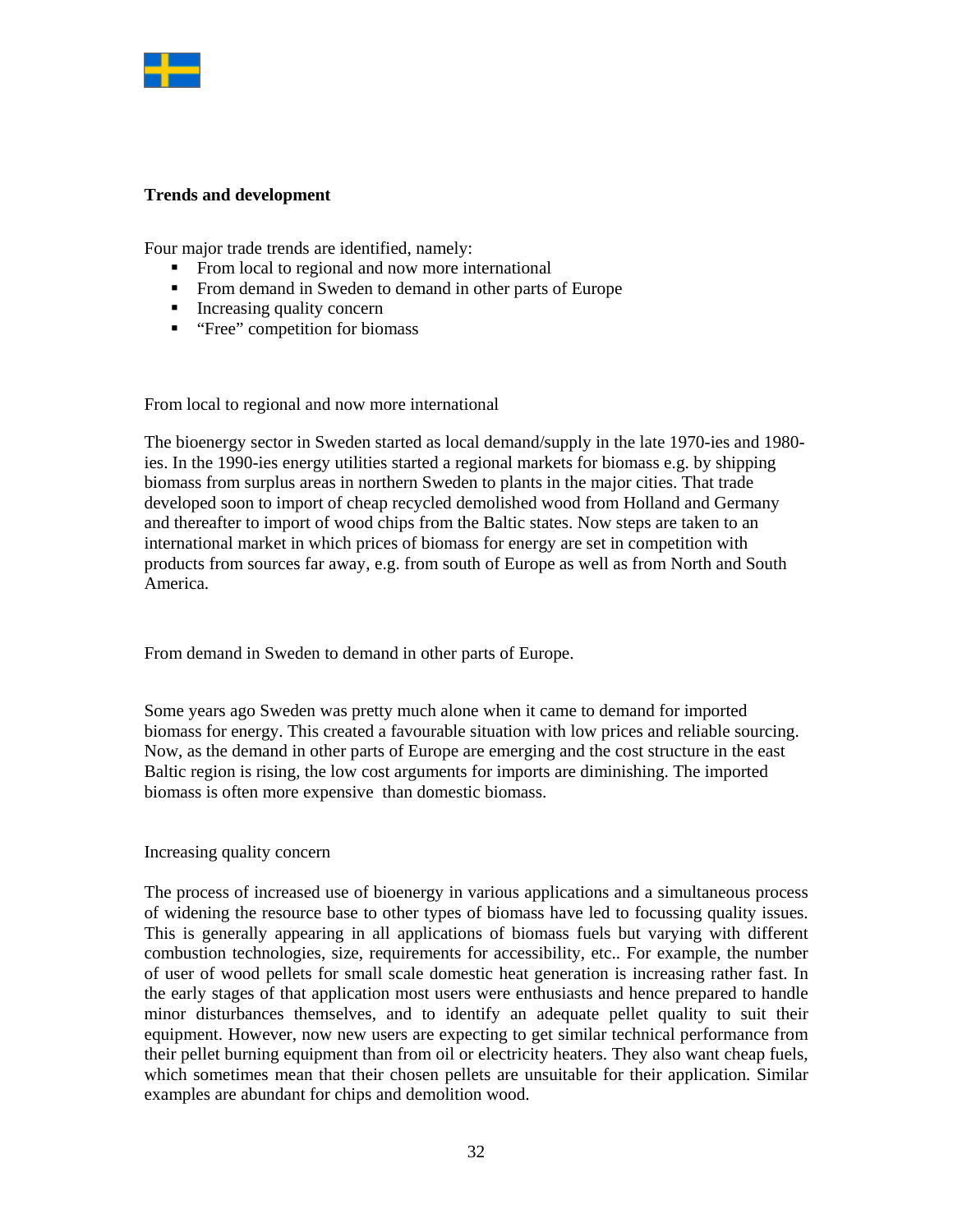## Trends and development

Four major trade trends are identified, namely:

- From local to regional and now more international
- From demand in Sweden to demand in other parts of Europe
- Increasing quality concern
- "Free" competition for biomass

From local to regional and now more international

The bioenergy sector in Sweden started as local demand/supply in the late 1970-ies and 1980-ies. In the 1990-ies energy utilities started a regional markets for biomass e.g. by shipping biomass from surplus areas in northern Sweden to plants in the major cities. That trade developed soon to import of cheap recycled demolished wood from Holland and Germany and thereafter to import of wood chips from the Baltic states. Now steps are taken to an international market in which prices of biomass for energy are set in competition with products from sources far away, e.g. from south of Europe as well as from North and South America.

From demand in Sweden to demand in other parts of Europe.

Some years ago Sweden was pretty much alone when it came to demand for imported biomass for energy. This created a favourable situation with low prices and reliable sourcing. Now, as the demand in other parts of Europe are emerging and the cost structure in the east Baltic region is rising, the low cost arguments for imports are diminishing. The imported biomass is often more expensive than domestic biomass.

Increasing quality concern

The process of increased use of bioenergy in various applications and a simultaneous process of widening the resource base to other types of biomass have led to focussing quality issues. This is generally appearing in all applications of biomass fuels but varying with different combustion technologies, size, requirements for accessibility, etc.. For example, the number of user of wood pellets for small scale domestic heat generation is increasing rather fast. In the early stages of that application most users were enthusiasts and hence prepared to handle minor disturbances themselves, and to identify an adequate pellet quality to suit their equipment. However, now new users are expecting to get similar technical performance from their pellet burning equipment than from oil or electricity heaters. They also want cheap fuels, which sometimes mean that their chosen pellets are unsuitable for their application. Similar examples are abundant for chips and demolition wood.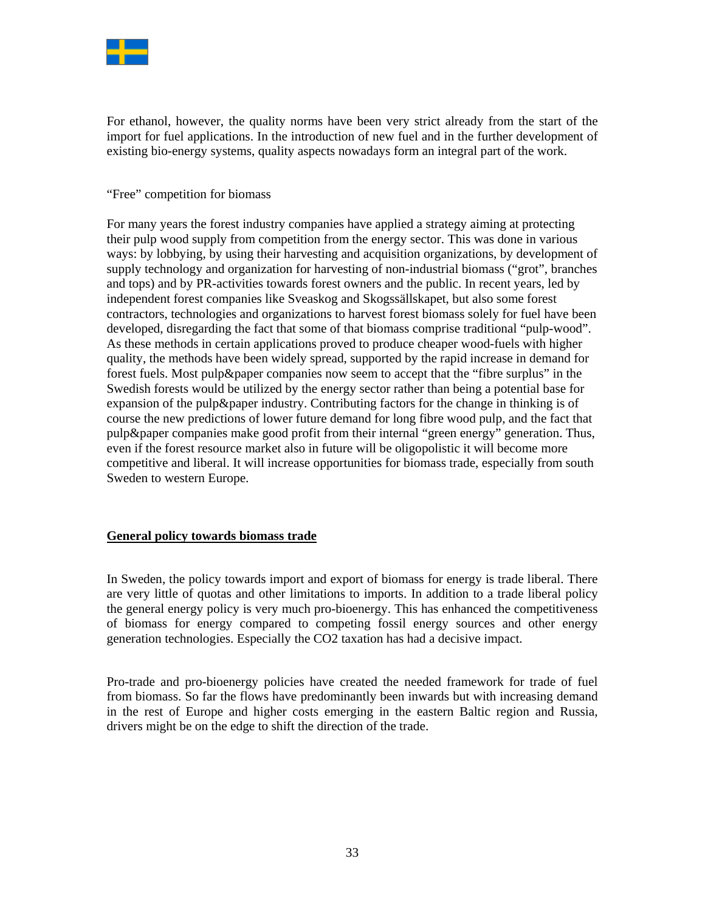For ethanol, however, the quality norms have been very strict already from the start of the import for fuel applications. In the introduction of new fuel and in the further development of existing bio-energy systems, quality aspects nowadays form an integral part of the work.

"Free" competition for biomass

For many years the forest industry companies have applied a strategy aiming at protecting their pulp wood supply from competition from the energy sector. This was done in various ways: by lobbying, by using their harvesting and acquisition organizations, by development of supply technology and organization for harvesting of non-industrial biomass ("grot", branches and tops) and by PR-activities towards forest owners and the public. In recent years, led by independent forest companies like Sveaskog and Skogssällskapet, but also some forest contractors, technologies and organizations to harvest forest biomass solely for fuel have been developed, disregarding the fact that some of that biomass comprise traditional "pulp-wood". As these methods in certain applications proved to produce cheaper wood-fuels with higher quality, the methods have been widely spread, supported by the rapid increase in demand for forest fuels. Most pulp&paper companies now seem to accept that the "fibre surplus" in the Swedish forests would be utilized by the energy sector rather than being a potential base for expansion of the pulp&paper industry. Contributing factors for the change in thinking is of course the new predictions of lower future demand for long fibre wood pulp, and the fact that pulp&paper companies make good profit from their internal "green energy" generation. Thus, even if the forest resource market also in future will be oligopolistic it will become more competitive and liberal. It will increase opportunities for biomass trade, especially from south Sweden to western Europe.

## General policy towards biomass trade

In Sweden, the policy towards import and export of biomass for energy is trade liberal. There are very little of quotas and other limitations to imports. In addition to a trade liberal policy the general energy policy is very much pro-bioenergy. This has enhanced the competitiveness of biomass for energy compared to competing fossil energy sources and other energy generation technologies. Especially the $CO_2$ taxation has had a decisive impact.

Pro-trade and pro-bioenergy policies have created the needed framework for trade of fuel from biomass. So far the flows have predominantly been inwards but with increasing demand in the rest of Europe and higher costs emerging in the eastern Baltic region and Russia, drivers might be on the edge to shift the direction of the trade.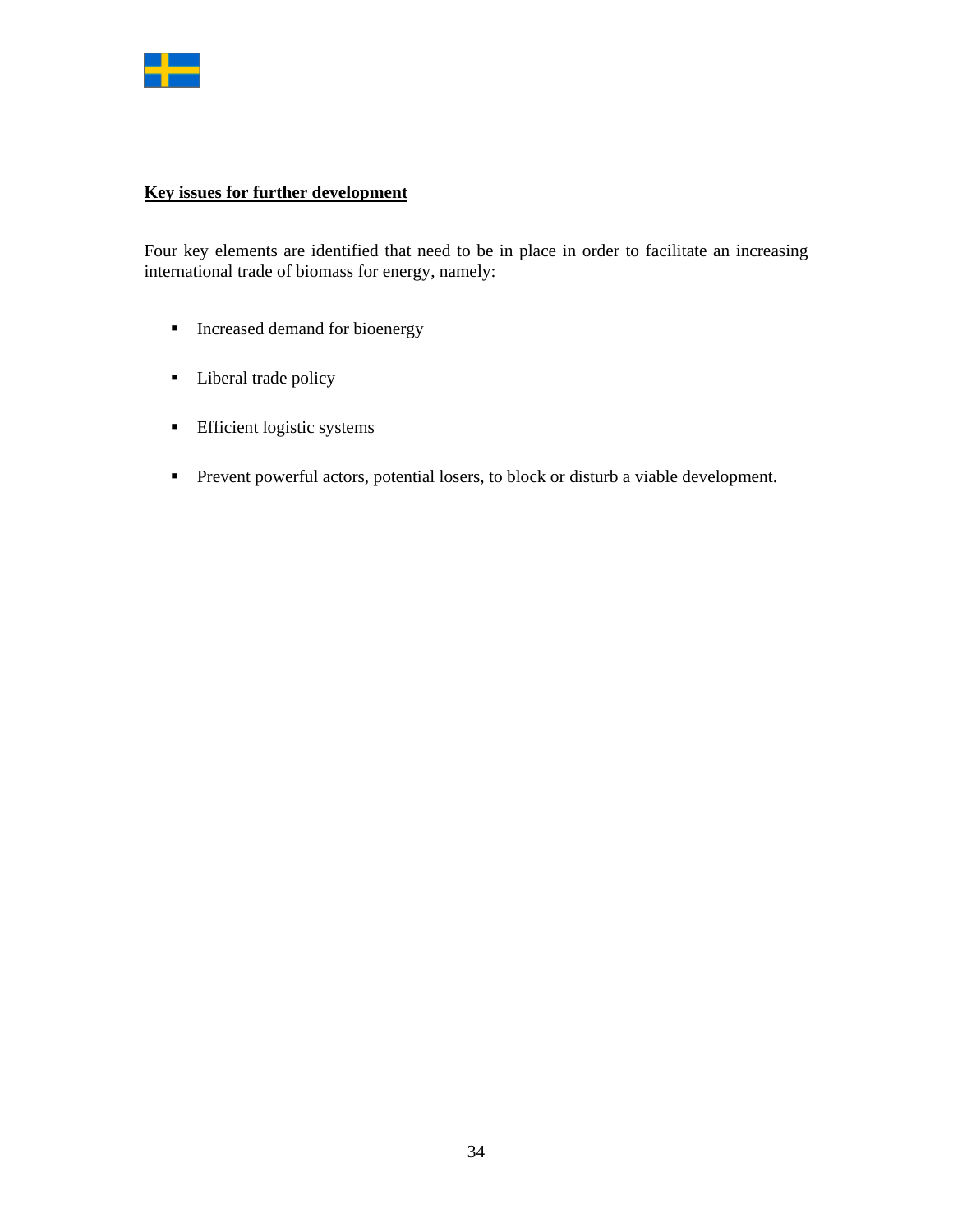**Key issues for further development**

Four key elements are identified that need to be in place in order to facilitate an increasing international trade of biomass for energy, namely:

- Increased demand for bioenergy
- Liberal trade policy
- Efficient logistic systems
- Prevent powerful actors, potential losers, to block or disturb a viable development.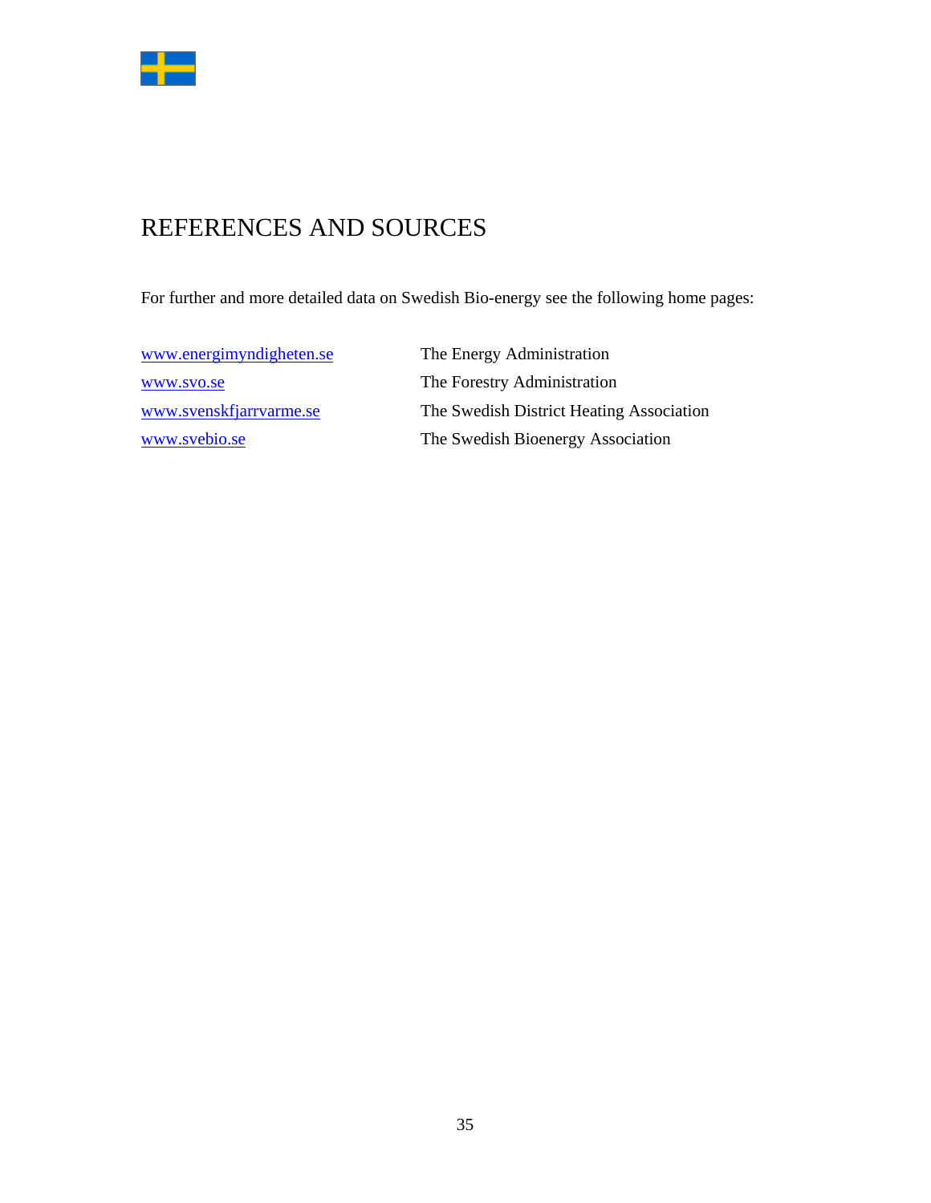# REFERENCES AND SOURCES

For further and more detailed data on Swedish Bio-energy see the following home pages:

| | |
|---|---|
| www.energimyndigheten.se | The Energy Administration |
| www.svo.se | The Forestry Administration |
| www.svenskfjarrvarme.se | The Swedish District Heating Association |
| www.svebio.se | The Swedish Bioenergy Association |